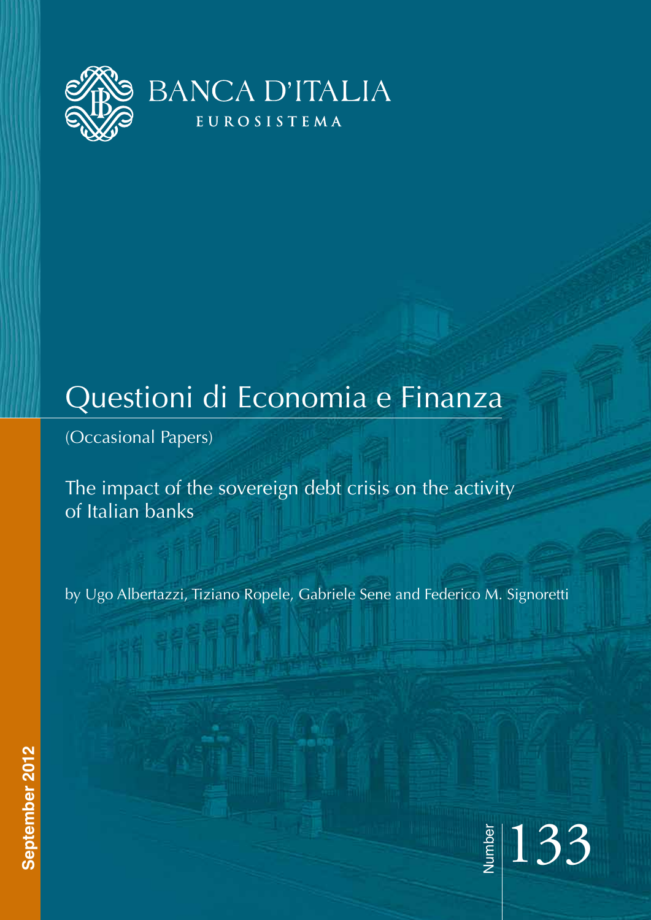BANCA D'ITALIA

EUROSISTEMA

# Questioni di Economia e Finanza

(Occasional Papers)

## The impact of the sovereign debt crisis on the activity of Italian banks

by Ugo Albertazzi, Tiziano Ropele, Gabriele Sene and Federico M. Signoretti

September 2012

Number 133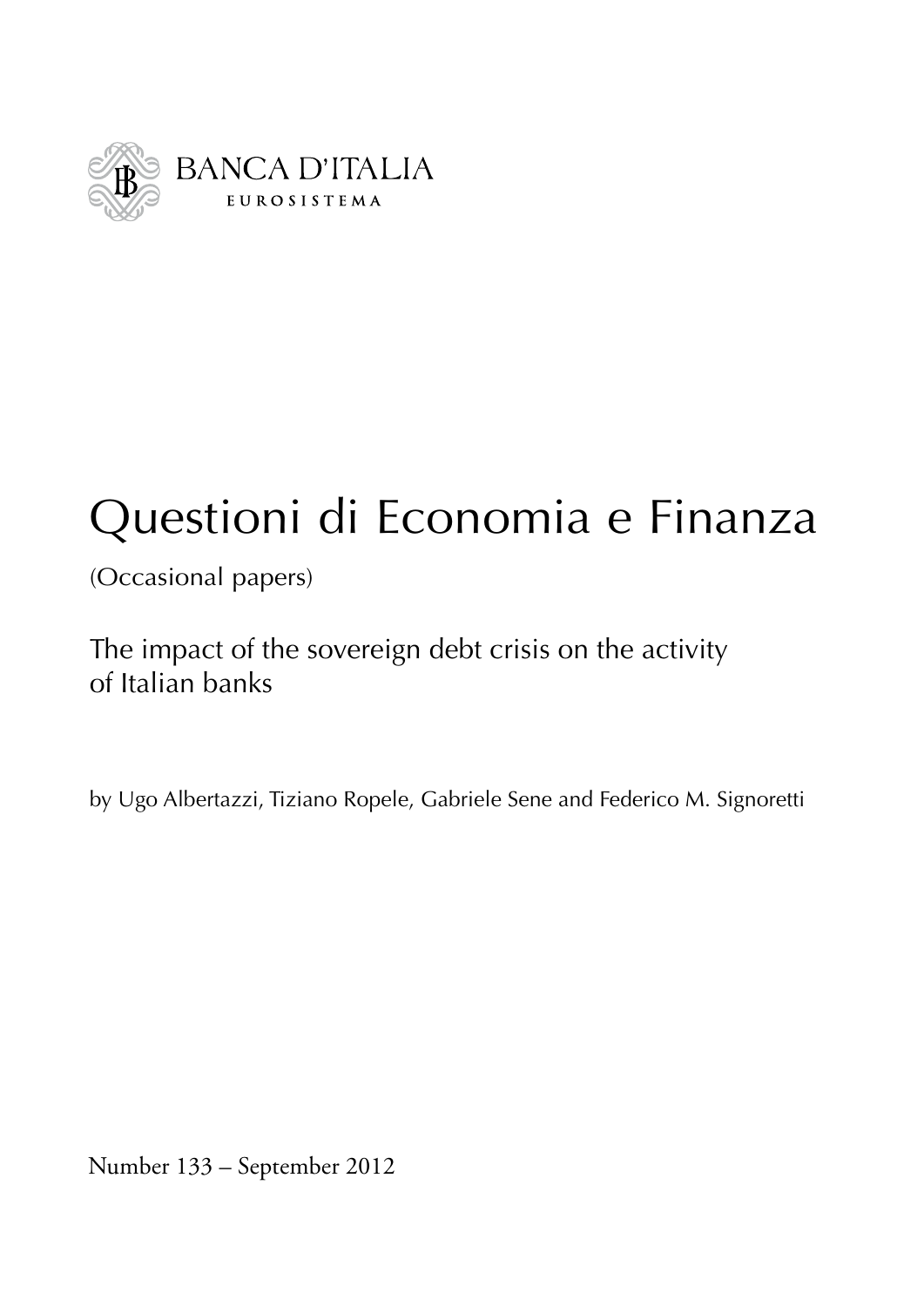BANCA D'ITALIA

EUROSISTEMA

# Questioni di Economia e Finanza

(Occasional papers)

## The impact of the sovereign debt crisis on the activity of Italian banks

by Ugo Albertazzi, Tiziano Ropele, Gabriele Sene and Federico M. Signoretti

Number 133 – September 2012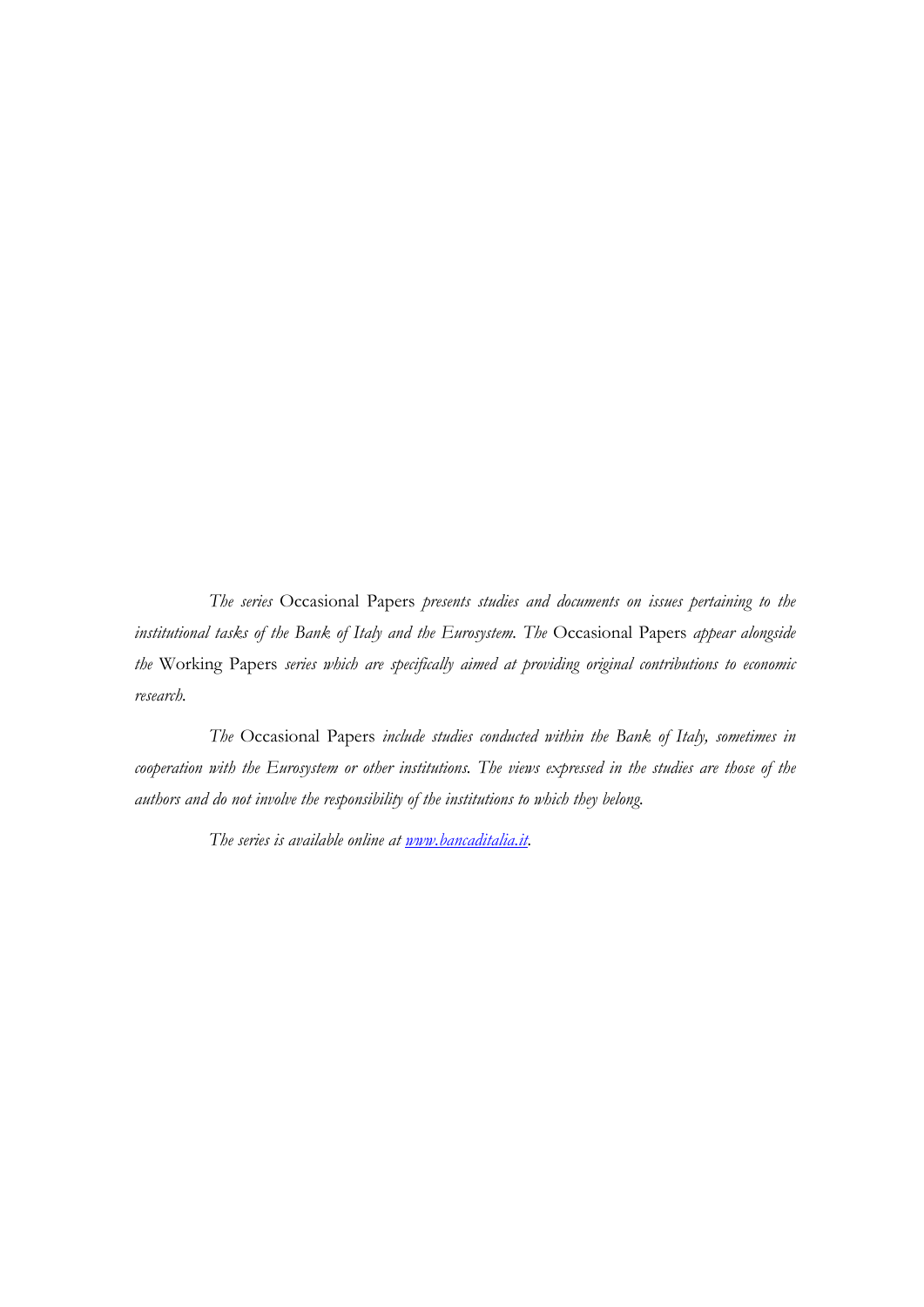*The series* Occasional Papers *presents studies and documents on issues pertaining to the institutional tasks of the Bank of Italy and the Eurosystem. The* Occasional Papers *appear alongside the* Working Papers *series which are specifically aimed at providing original contributions to economic research.*

*The* Occasional Papers *include studies conducted within the Bank of Italy, sometimes in cooperation with the Eurosystem or other institutions. The views expressed in the studies are those of the authors and do not involve the responsibility of the institutions to which they belong.*

*The series is available online at [www.bancaditalia.it](www.bancaditalia.it).*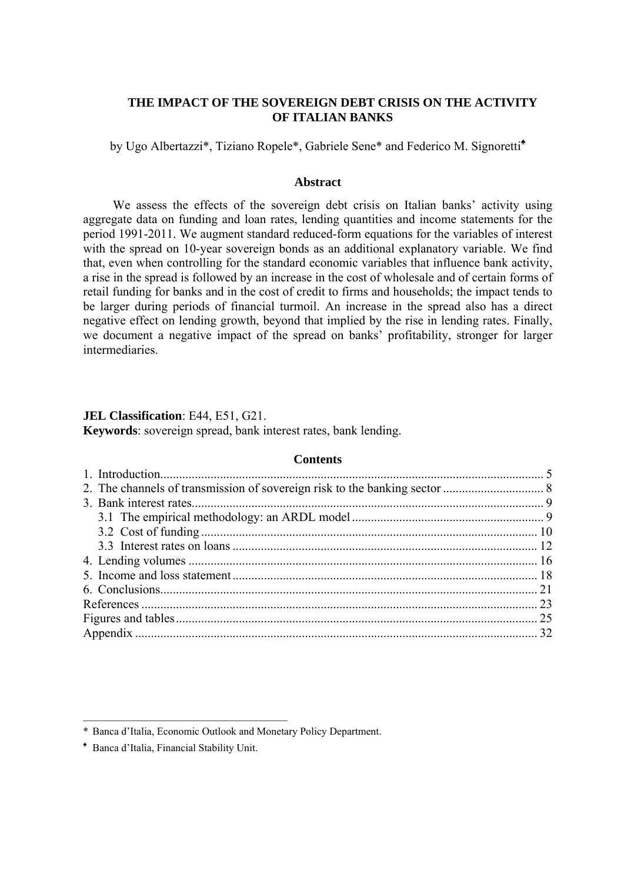# THE IMPACT OF THE SOVEREIGN DEBT CRISIS ON THE ACTIVITY OF ITALIAN BANKS

by Ugo Albertazzi*, Tiziano Ropele*, Gabriele Sene* and Federico M. Signoretti♣

## Abstract

We assess the effects of the sovereign debt crisis on Italian banks' activity using aggregate data on funding and loan rates, lending quantities and income statements for the period 1991-2011. We augment standard reduced-form equations for the variables of interest with the spread on 10-year sovereign bonds as an additional explanatory variable. We find that, even when controlling for the standard economic variables that influence bank activity, a rise in the spread is followed by an increase in the cost of wholesale and of certain forms of retail funding for banks and in the cost of credit to firms and households; the impact tends to be larger during periods of financial turmoil. An increase in the spread also has a direct negative effect on lending growth, beyond that implied by the rise in lending rates. Finally, we document a negative impact of the spread on banks' profitability, stronger for larger intermediaries.

**JEL Classification**: E44, E51, G21.
**Keywords**: sovereign spread, bank interest rates, bank lending.

## Contents

1. Introduction .......... 5
2. The channels of transmission of sovereign risk to the banking sector .......... 8
3. Bank interest rates .......... 9
   - 3.1 The empirical methodology: an ARDL model .......... 9
   - 3.2 Cost of funding .......... 10
   - 3.3 Interest rates on loans .......... 12
4. Lending volumes .......... 16
5. Income and loss statement .......... 18
6. Conclusions .......... 21

References .......... 23
Figures and tables .......... 25
Appendix .......... 32

---

\* Banca d'Italia, Economic Outlook and Monetary Policy Department.

♣ Banca d'Italia, Financial Stability Unit.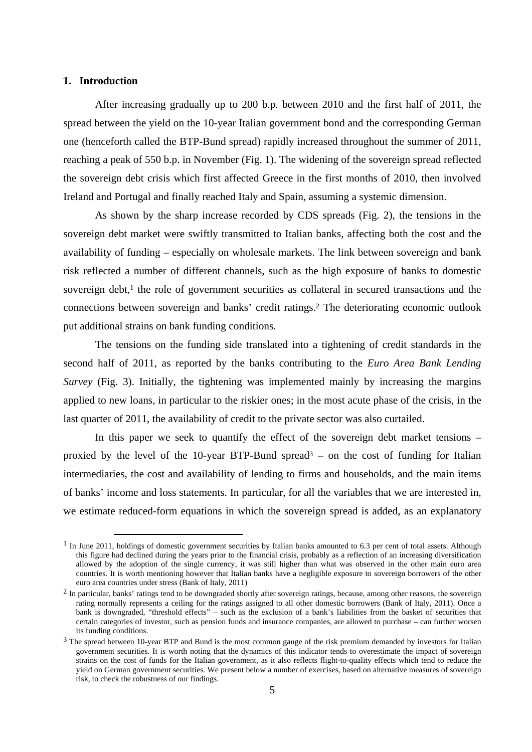## 1. Introduction

After increasing gradually up to 200 b.p. between 2010 and the first half of 2011, the spread between the yield on the 10-year Italian government bond and the corresponding German one (henceforth called the BTP-Bund spread) rapidly increased throughout the summer of 2011, reaching a peak of 550 b.p. in November (Fig. 1). The widening of the sovereign spread reflected the sovereign debt crisis which first affected Greece in the first months of 2010, then involved Ireland and Portugal and finally reached Italy and Spain, assuming a systemic dimension.

As shown by the sharp increase recorded by CDS spreads (Fig. 2), the tensions in the sovereign debt market were swiftly transmitted to Italian banks, affecting both the cost and the availability of funding – especially on wholesale markets. The link between sovereign and bank risk reflected a number of different channels, such as the high exposure of banks to domestic sovereign debt,[1] the role of government securities as collateral in secured transactions and the connections between sovereign and banks' credit ratings.[2] The deteriorating economic outlook put additional strains on bank funding conditions.

The tensions on the funding side translated into a tightening of credit standards in the second half of 2011, as reported by the banks contributing to the *Euro Area Bank Lending Survey* (Fig. 3). Initially, the tightening was implemented mainly by increasing the margins applied to new loans, in particular to the riskier ones; in the most acute phase of the crisis, in the last quarter of 2011, the availability of credit to the private sector was also curtailed.

In this paper we seek to quantify the effect of the sovereign debt market tensions – proxied by the level of the 10-year BTP-Bund spread[3] – on the cost of funding for Italian intermediaries, the cost and availability of lending to firms and households, and the main items of banks' income and loss statements. In particular, for all the variables that we are interested in, we estimate reduced-form equations in which the sovereign spread is added, as an explanatory

[1] In June 2011, holdings of domestic government securities by Italian banks amounted to 6.3 per cent of total assets. Although this figure had declined during the years prior to the financial crisis, probably as a reflection of an increasing diversification allowed by the adoption of the single currency, it was still higher than what was observed in the other main euro area countries. It is worth mentioning however that Italian banks have a negligible exposure to sovereign borrowers of the other euro area countries under stress (Bank of Italy, 2011)

[2] In particular, banks' ratings tend to be downgraded shortly after sovereign ratings, because, among other reasons, the sovereign rating normally represents a ceiling for the ratings assigned to all other domestic borrowers (Bank of Italy, 2011). Once a bank is downgraded, "threshold effects" – such as the exclusion of a bank's liabilities from the basket of securities that certain categories of investor, such as pension funds and insurance companies, are allowed to purchase – can further worsen its funding conditions.

[3] The spread between 10-year BTP and Bund is the most common gauge of the risk premium demanded by investors for Italian government securities. It is worth noting that the dynamics of this indicator tends to overestimate the impact of sovereign strains on the cost of funds for the Italian government, as it also reflects flight-to-quality effects which tend to reduce the yield on German government securities. We present below a number of exercises, based on alternative measures of sovereign risk, to check the robustness of our findings.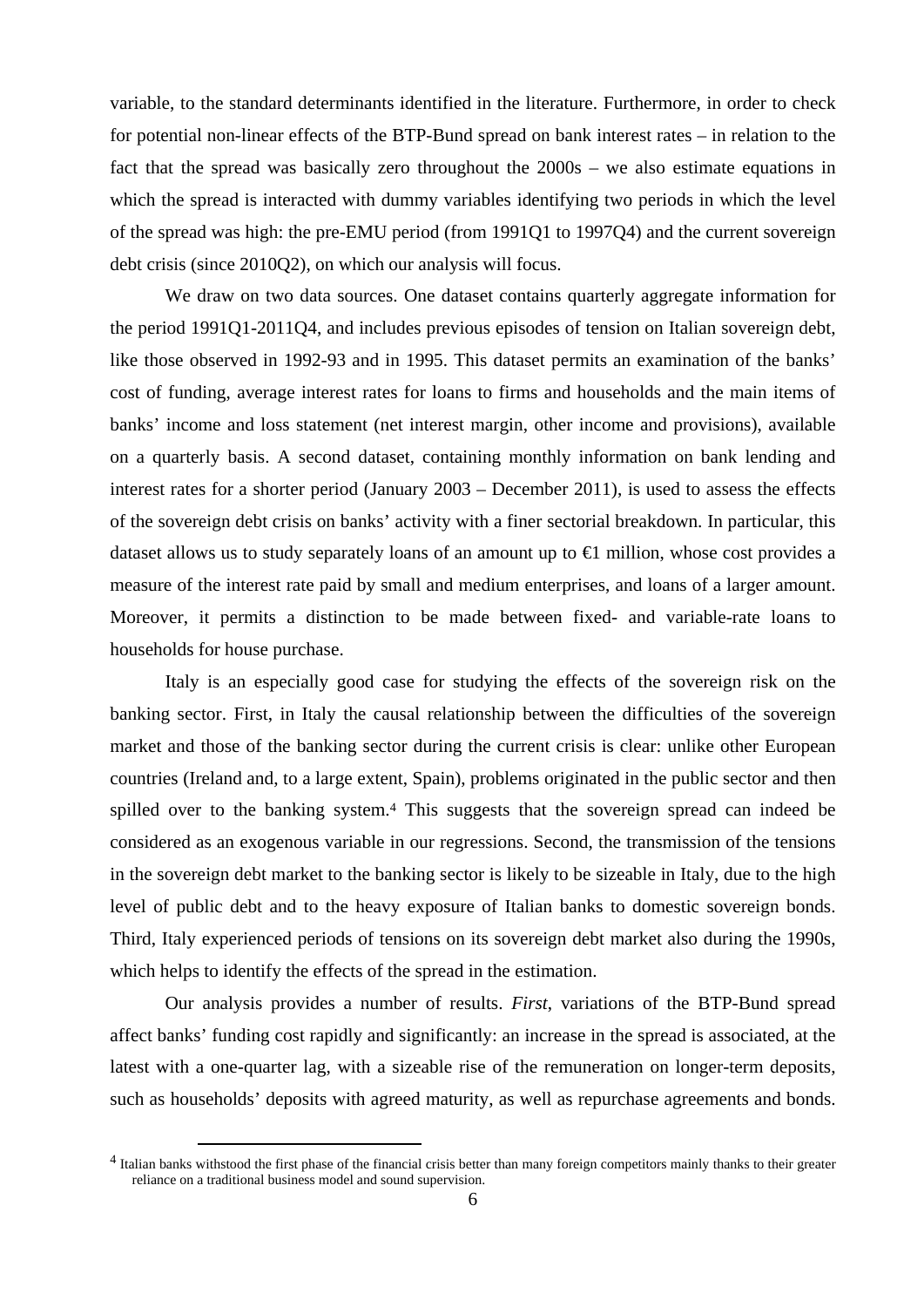variable, to the standard determinants identified in the literature. Furthermore, in order to check for potential non-linear effects of the BTP-Bund spread on bank interest rates – in relation to the fact that the spread was basically zero throughout the 2000s – we also estimate equations in which the spread is interacted with dummy variables identifying two periods in which the level of the spread was high: the pre-EMU period (from 1991Q1 to 1997Q4) and the current sovereign debt crisis (since 2010Q2), on which our analysis will focus.

We draw on two data sources. One dataset contains quarterly aggregate information for the period 1991Q1-2011Q4, and includes previous episodes of tension on Italian sovereign debt, like those observed in 1992-93 and in 1995. This dataset permits an examination of the banks' cost of funding, average interest rates for loans to firms and households and the main items of banks' income and loss statement (net interest margin, other income and provisions), available on a quarterly basis. A second dataset, containing monthly information on bank lending and interest rates for a shorter period (January 2003 – December 2011), is used to assess the effects of the sovereign debt crisis on banks' activity with a finer sectorial breakdown. In particular, this dataset allows us to study separately loans of an amount up to €1 million, whose cost provides a measure of the interest rate paid by small and medium enterprises, and loans of a larger amount. Moreover, it permits a distinction to be made between fixed- and variable-rate loans to households for house purchase.

Italy is an especially good case for studying the effects of the sovereign risk on the banking sector. First, in Italy the causal relationship between the difficulties of the sovereign market and those of the banking sector during the current crisis is clear: unlike other European countries (Ireland and, to a large extent, Spain), problems originated in the public sector and then spilled over to the banking system.[4] This suggests that the sovereign spread can indeed be considered as an exogenous variable in our regressions. Second, the transmission of the tensions in the sovereign debt market to the banking sector is likely to be sizeable in Italy, due to the high level of public debt and to the heavy exposure of Italian banks to domestic sovereign bonds. Third, Italy experienced periods of tensions on its sovereign debt market also during the 1990s, which helps to identify the effects of the spread in the estimation.

Our analysis provides a number of results. *First*, variations of the BTP-Bund spread affect banks' funding cost rapidly and significantly: an increase in the spread is associated, at the latest with a one-quarter lag, with a sizeable rise of the remuneration on longer-term deposits, such as households' deposits with agreed maturity, as well as repurchase agreements and bonds.

[4] Italian banks withstood the first phase of the financial crisis better than many foreign competitors mainly thanks to their greater reliance on a traditional business model and sound supervision.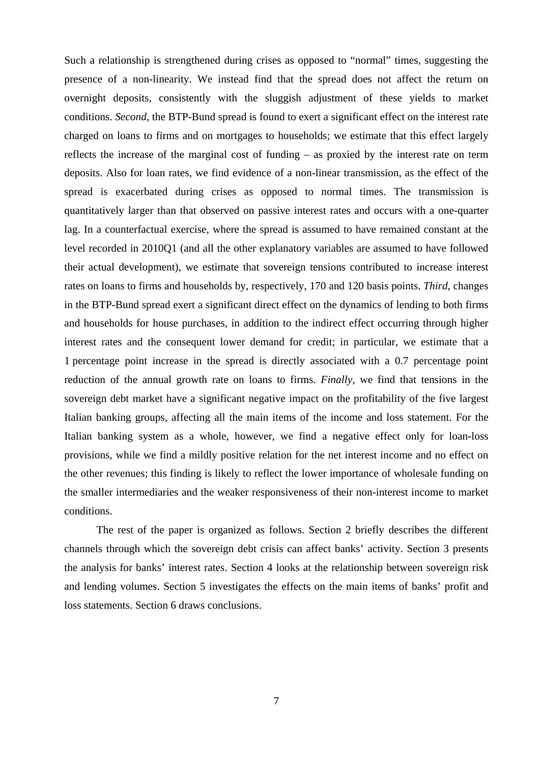Such a relationship is strengthened during crises as opposed to "normal" times, suggesting the presence of a non-linearity. We instead find that the spread does not affect the return on overnight deposits, consistently with the sluggish adjustment of these yields to market conditions. *Second*, the BTP-Bund spread is found to exert a significant effect on the interest rate charged on loans to firms and on mortgages to households; we estimate that this effect largely reflects the increase of the marginal cost of funding – as proxied by the interest rate on term deposits. Also for loan rates, we find evidence of a non-linear transmission, as the effect of the spread is exacerbated during crises as opposed to normal times. The transmission is quantitatively larger than that observed on passive interest rates and occurs with a one-quarter lag. In a counterfactual exercise, where the spread is assumed to have remained constant at the level recorded in 2010Q1 (and all the other explanatory variables are assumed to have followed their actual development), we estimate that sovereign tensions contributed to increase interest rates on loans to firms and households by, respectively, 170 and 120 basis points. *Third*, changes in the BTP-Bund spread exert a significant direct effect on the dynamics of lending to both firms and households for house purchases, in addition to the indirect effect occurring through higher interest rates and the consequent lower demand for credit; in particular, we estimate that a 1 percentage point increase in the spread is directly associated with a 0.7 percentage point reduction of the annual growth rate on loans to firms. *Finally*, we find that tensions in the sovereign debt market have a significant negative impact on the profitability of the five largest Italian banking groups, affecting all the main items of the income and loss statement. For the Italian banking system as a whole, however, we find a negative effect only for loan-loss provisions, while we find a mildly positive relation for the net interest income and no effect on the other revenues; this finding is likely to reflect the lower importance of wholesale funding on the smaller intermediaries and the weaker responsiveness of their non-interest income to market conditions.

The rest of the paper is organized as follows. Section 2 briefly describes the different channels through which the sovereign debt crisis can affect banks' activity. Section 3 presents the analysis for banks' interest rates. Section 4 looks at the relationship between sovereign risk and lending volumes. Section 5 investigates the effects on the main items of banks' profit and loss statements. Section 6 draws conclusions.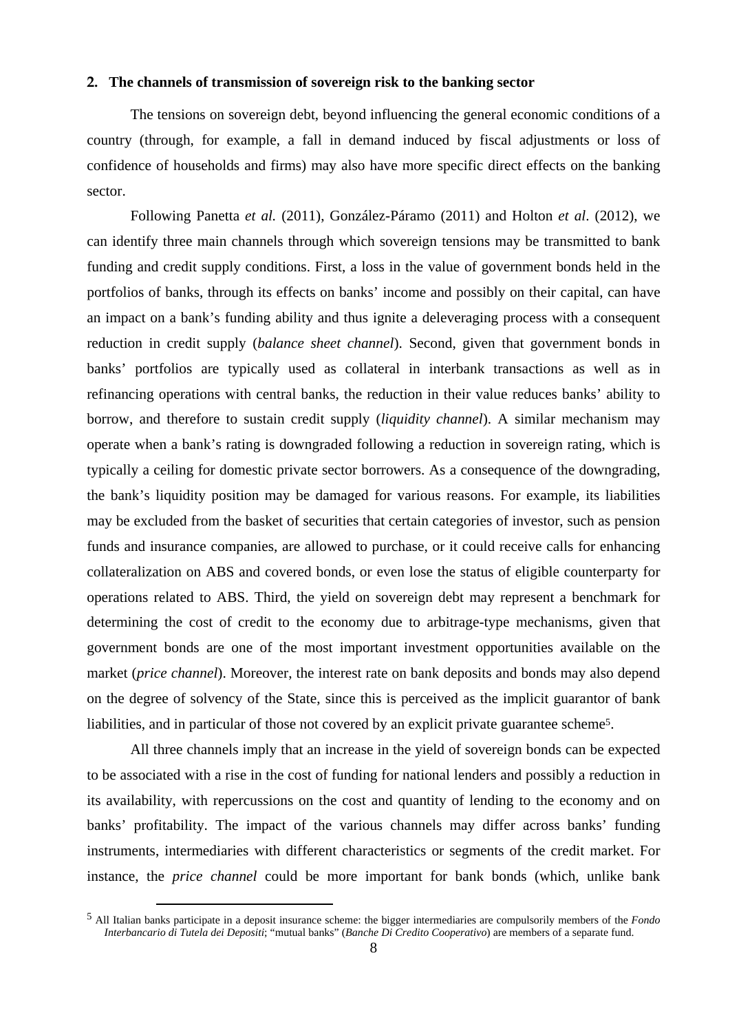## 2. The channels of transmission of sovereign risk to the banking sector

The tensions on sovereign debt, beyond influencing the general economic conditions of a country (through, for example, a fall in demand induced by fiscal adjustments or loss of confidence of households and firms) may also have more specific direct effects on the banking sector.

Following Panetta *et al.* (2011), González-Páramo (2011) and Holton *et al*. (2012), we can identify three main channels through which sovereign tensions may be transmitted to bank funding and credit supply conditions. First, a loss in the value of government bonds held in the portfolios of banks, through its effects on banks' income and possibly on their capital, can have an impact on a bank's funding ability and thus ignite a deleveraging process with a consequent reduction in credit supply (*balance sheet channel*). Second, given that government bonds in banks' portfolios are typically used as collateral in interbank transactions as well as in refinancing operations with central banks, the reduction in their value reduces banks' ability to borrow, and therefore to sustain credit supply (*liquidity channel*). A similar mechanism may operate when a bank's rating is downgraded following a reduction in sovereign rating, which is typically a ceiling for domestic private sector borrowers. As a consequence of the downgrading, the bank's liquidity position may be damaged for various reasons. For example, its liabilities may be excluded from the basket of securities that certain categories of investor, such as pension funds and insurance companies, are allowed to purchase, or it could receive calls for enhancing collateralization on ABS and covered bonds, or even lose the status of eligible counterparty for operations related to ABS. Third, the yield on sovereign debt may represent a benchmark for determining the cost of credit to the economy due to arbitrage-type mechanisms, given that government bonds are one of the most important investment opportunities available on the market (*price channel*). Moreover, the interest rate on bank deposits and bonds may also depend on the degree of solvency of the State, since this is perceived as the implicit guarantor of bank liabilities, and in particular of those not covered by an explicit private guarantee scheme[5].

All three channels imply that an increase in the yield of sovereign bonds can be expected to be associated with a rise in the cost of funding for national lenders and possibly a reduction in its availability, with repercussions on the cost and quantity of lending to the economy and on banks' profitability. The impact of the various channels may differ across banks' funding instruments, intermediaries with different characteristics or segments of the credit market. For instance, the *price channel* could be more important for bank bonds (which, unlike bank

[5] All Italian banks participate in a deposit insurance scheme: the bigger intermediaries are compulsorily members of the *Fondo Interbancario di Tutela dei Depositi*; "mutual banks" (*Banche Di Credito Cooperativo*) are members of a separate fund.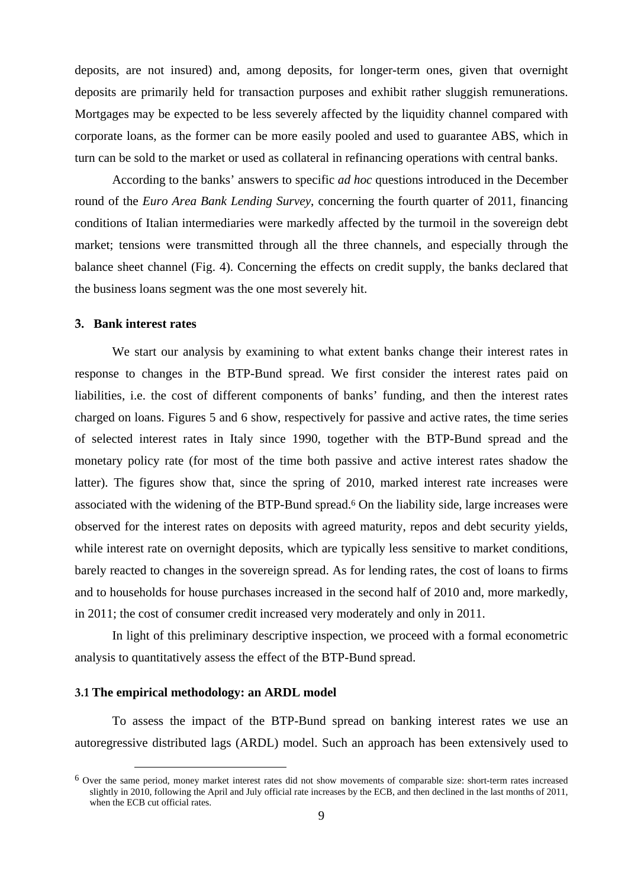deposits, are not insured) and, among deposits, for longer-term ones, given that overnight deposits are primarily held for transaction purposes and exhibit rather sluggish remunerations. Mortgages may be expected to be less severely affected by the liquidity channel compared with corporate loans, as the former can be more easily pooled and used to guarantee ABS, which in turn can be sold to the market or used as collateral in refinancing operations with central banks.

According to the banks' answers to specific *ad hoc* questions introduced in the December round of the *Euro Area Bank Lending Survey*, concerning the fourth quarter of 2011, financing conditions of Italian intermediaries were markedly affected by the turmoil in the sovereign debt market; tensions were transmitted through all the three channels, and especially through the balance sheet channel (Fig. 4). Concerning the effects on credit supply, the banks declared that the business loans segment was the one most severely hit.

## 3. Bank interest rates

We start our analysis by examining to what extent banks change their interest rates in response to changes in the BTP-Bund spread. We first consider the interest rates paid on liabilities, i.e. the cost of different components of banks' funding, and then the interest rates charged on loans. Figures 5 and 6 show, respectively for passive and active rates, the time series of selected interest rates in Italy since 1990, together with the BTP-Bund spread and the monetary policy rate (for most of the time both passive and active interest rates shadow the latter). The figures show that, since the spring of 2010, marked interest rate increases were associated with the widening of the BTP-Bund spread.[6] On the liability side, large increases were observed for the interest rates on deposits with agreed maturity, repos and debt security yields, while interest rate on overnight deposits, which are typically less sensitive to market conditions, barely reacted to changes in the sovereign spread. As for lending rates, the cost of loans to firms and to households for house purchases increased in the second half of 2010 and, more markedly, in 2011; the cost of consumer credit increased very moderately and only in 2011.

In light of this preliminary descriptive inspection, we proceed with a formal econometric analysis to quantitatively assess the effect of the BTP-Bund spread.

### 3.1 The empirical methodology: an ARDL model

To assess the impact of the BTP-Bund spread on banking interest rates we use an autoregressive distributed lags (ARDL) model. Such an approach has been extensively used to

[6] Over the same period, money market interest rates did not show movements of comparable size: short-term rates increased slightly in 2010, following the April and July official rate increases by the ECB, and then declined in the last months of 2011, when the ECB cut official rates.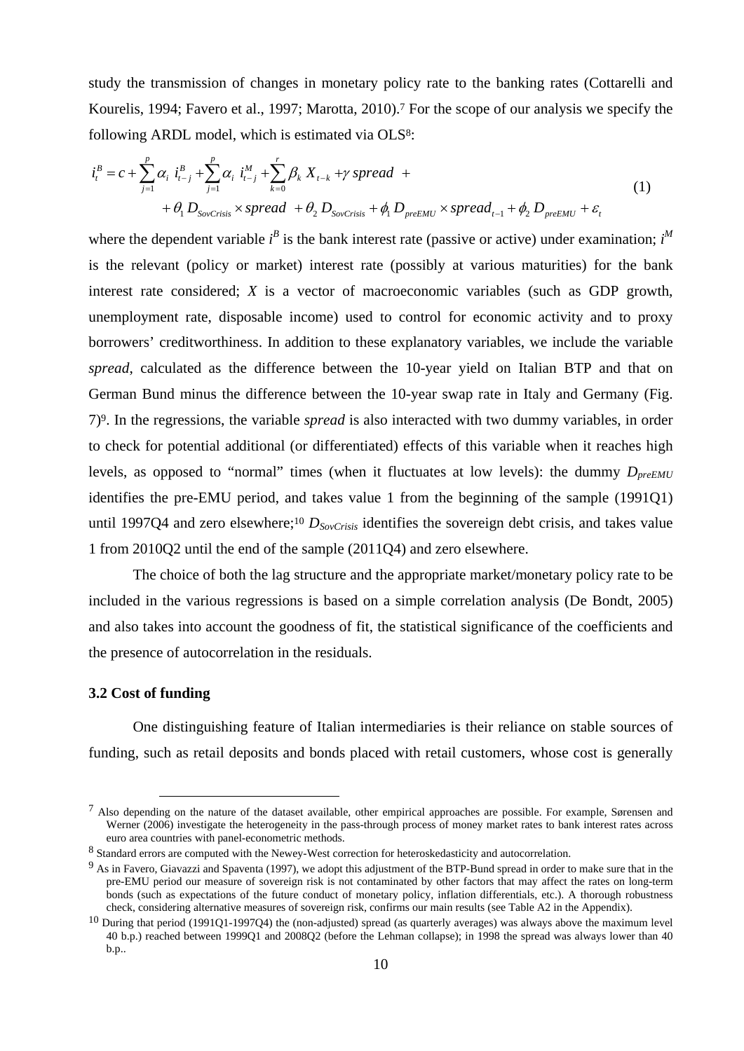study the transmission of changes in monetary policy rate to the banking rates (Cottarelli and Kourelis, 1994; Favero et al., 1997; Marotta, 2010).[7] For the scope of our analysis we specify the following ARDL model, which is estimated via OLS[8]:

$$
\begin{aligned}
i_t^B = c + \sum_{j=1}^{p} \alpha_i \; i_{t-j}^B + \sum_{j=1}^{p} \alpha_i \; i_{t-j}^M + \sum_{k=0}^{r} \beta_k \, X_{t-k} + \gamma \; spread \; + \\
+ \theta_1 \, D_{SovCrisis} \times spread \; + \theta_2 \, D_{SovCrisis} + \phi_1 \, D_{preEMU} \times spread_{t-1} + \phi_2 \, D_{preEMU} + \varepsilon_t
\end{aligned}
\tag{1}
$$

where the dependent variable $i^B$ is the bank interest rate (passive or active) under examination; $i^M$ is the relevant (policy or market) interest rate (possibly at various maturities) for the bank interest rate considered; $X$ is a vector of macroeconomic variables (such as GDP growth, unemployment rate, disposable income) used to control for economic activity and to proxy borrowers' creditworthiness. In addition to these explanatory variables, we include the variable *spread*, calculated as the difference between the 10-year yield on Italian BTP and that on German Bund minus the difference between the 10-year swap rate in Italy and Germany (Fig. 7)[9]. In the regressions, the variable *spread* is also interacted with two dummy variables, in order to check for potential additional (or differentiated) effects of this variable when it reaches high levels, as opposed to "normal" times (when it fluctuates at low levels): the dummy $D_{preEMU}$ identifies the pre-EMU period, and takes value 1 from the beginning of the sample (1991Q1) until 1997Q4 and zero elsewhere;[10] $D_{SovCrisis}$ identifies the sovereign debt crisis, and takes value 1 from 2010Q2 until the end of the sample (2011Q4) and zero elsewhere.

The choice of both the lag structure and the appropriate market/monetary policy rate to be included in the various regressions is based on a simple correlation analysis (De Bondt, 2005) and also takes into account the goodness of fit, the statistical significance of the coefficients and the presence of autocorrelation in the residuals.

### 3.2 Cost of funding

One distinguishing feature of Italian intermediaries is their reliance on stable sources of funding, such as retail deposits and bonds placed with retail customers, whose cost is generally

---

[7] Also depending on the nature of the dataset available, other empirical approaches are possible. For example, Sørensen and Werner (2006) investigate the heterogeneity in the pass-through process of money market rates to bank interest rates across euro area countries with panel-econometric methods.

[8] Standard errors are computed with the Newey-West correction for heteroskedasticity and autocorrelation.

[9] As in Favero, Giavazzi and Spaventa (1997), we adopt this adjustment of the BTP-Bund spread in order to make sure that in the pre-EMU period our measure of sovereign risk is not contaminated by other factors that may affect the rates on long-term bonds (such as expectations of the future conduct of monetary policy, inflation differentials, etc.). A thorough robustness check, considering alternative measures of sovereign risk, confirms our main results (see Table A2 in the Appendix).

[10] During that period (1991Q1-1997Q4) the (non-adjusted) spread (as quarterly averages) was always above the maximum level 40 b.p.) reached between 1999Q1 and 2008Q2 (before the Lehman collapse); in 1998 the spread was always lower than 40 b.p..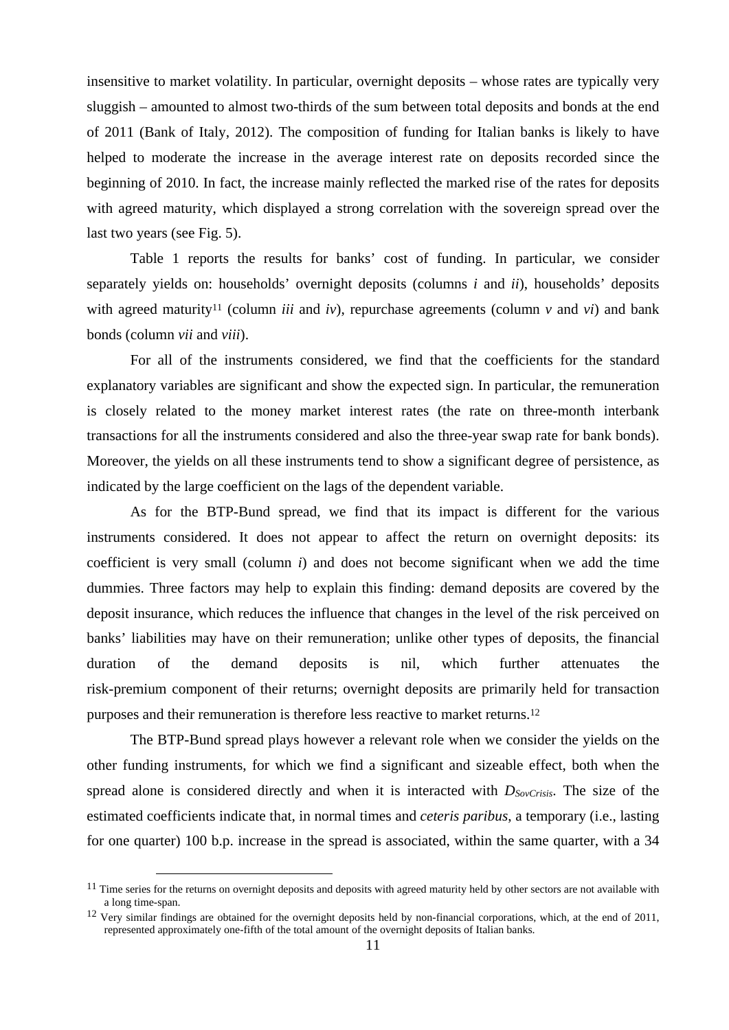insensitive to market volatility. In particular, overnight deposits – whose rates are typically very sluggish – amounted to almost two-thirds of the sum between total deposits and bonds at the end of 2011 (Bank of Italy, 2012). The composition of funding for Italian banks is likely to have helped to moderate the increase in the average interest rate on deposits recorded since the beginning of 2010. In fact, the increase mainly reflected the marked rise of the rates for deposits with agreed maturity, which displayed a strong correlation with the sovereign spread over the last two years (see Fig. 5).

Table 1 reports the results for banks' cost of funding. In particular, we consider separately yields on: households' overnight deposits (columns *i* and *ii*), households' deposits with agreed maturity[11] (column *iii* and *iv*), repurchase agreements (column *v* and *vi*) and bank bonds (column *vii* and *viii*).

For all of the instruments considered, we find that the coefficients for the standard explanatory variables are significant and show the expected sign. In particular, the remuneration is closely related to the money market interest rates (the rate on three-month interbank transactions for all the instruments considered and also the three-year swap rate for bank bonds). Moreover, the yields on all these instruments tend to show a significant degree of persistence, as indicated by the large coefficient on the lags of the dependent variable.

As for the BTP-Bund spread, we find that its impact is different for the various instruments considered. It does not appear to affect the return on overnight deposits: its coefficient is very small (column *i*) and does not become significant when we add the time dummies. Three factors may help to explain this finding: demand deposits are covered by the deposit insurance, which reduces the influence that changes in the level of the risk perceived on banks' liabilities may have on their remuneration; unlike other types of deposits, the financial duration of the demand deposits is nil, which further attenuates the risk-premium component of their returns; overnight deposits are primarily held for transaction purposes and their remuneration is therefore less reactive to market returns.[12]

The BTP-Bund spread plays however a relevant role when we consider the yields on the other funding instruments, for which we find a significant and sizeable effect, both when the spread alone is considered directly and when it is interacted with $D_{SovCrisis}$. The size of the estimated coefficients indicate that, in normal times and *ceteris paribus*, a temporary (i.e., lasting for one quarter) 100 b.p. increase in the spread is associated, within the same quarter, with a 34

---

[11] Time series for the returns on overnight deposits and deposits with agreed maturity held by other sectors are not available with a long time-span.

[12] Very similar findings are obtained for the overnight deposits held by non-financial corporations, which, at the end of 2011, represented approximately one-fifth of the total amount of the overnight deposits of Italian banks.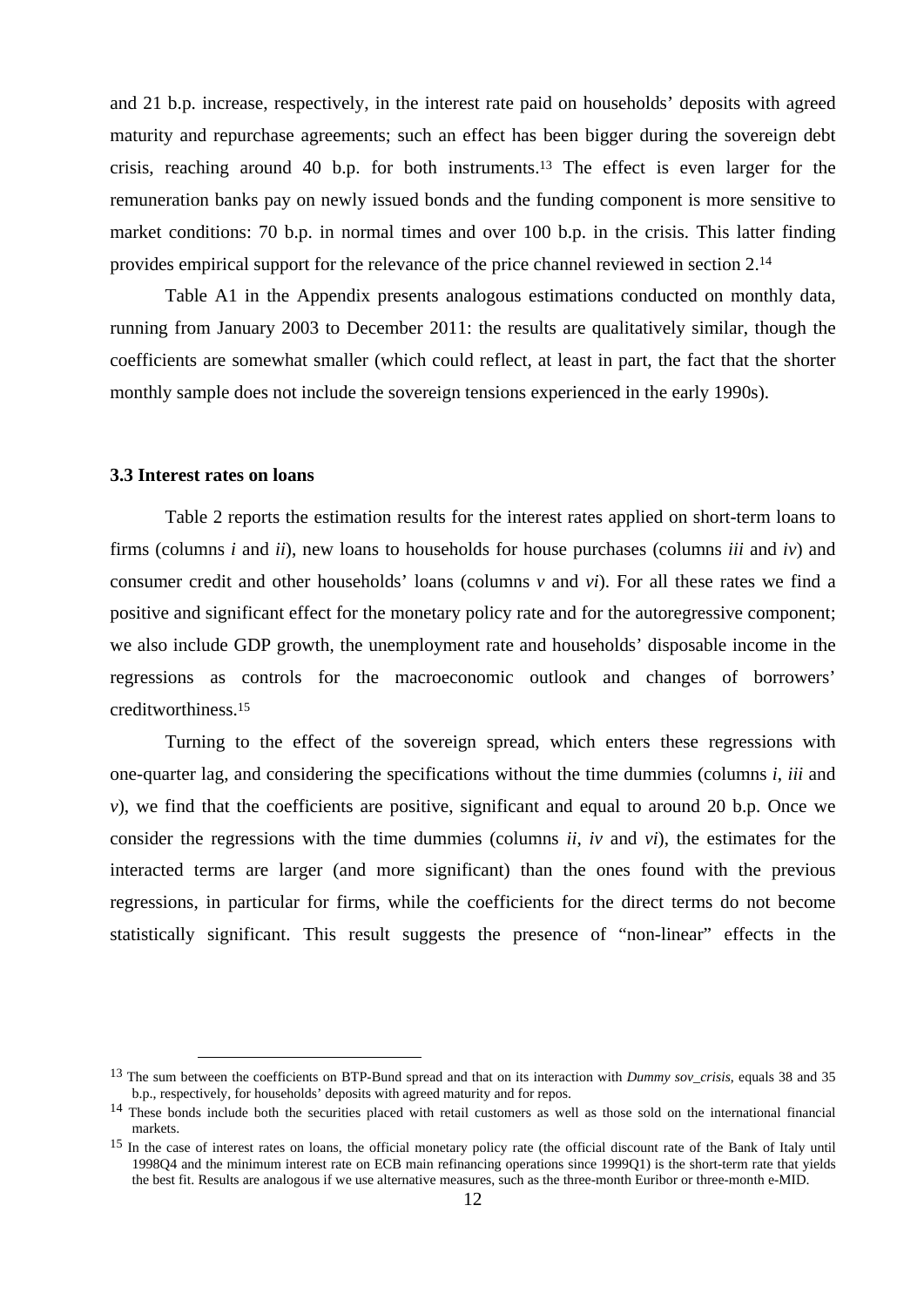and 21 b.p. increase, respectively, in the interest rate paid on households' deposits with agreed maturity and repurchase agreements; such an effect has been bigger during the sovereign debt crisis, reaching around 40 b.p. for both instruments.[13] The effect is even larger for the remuneration banks pay on newly issued bonds and the funding component is more sensitive to market conditions: 70 b.p. in normal times and over 100 b.p. in the crisis. This latter finding provides empirical support for the relevance of the price channel reviewed in section 2.[14]

Table A1 in the Appendix presents analogous estimations conducted on monthly data, running from January 2003 to December 2011: the results are qualitatively similar, though the coefficients are somewhat smaller (which could reflect, at least in part, the fact that the shorter monthly sample does not include the sovereign tensions experienced in the early 1990s).

### 3.3 Interest rates on loans

Table 2 reports the estimation results for the interest rates applied on short-term loans to firms (columns *i* and *ii*), new loans to households for house purchases (columns *iii* and *iv*) and consumer credit and other households' loans (columns *v* and *vi*). For all these rates we find a positive and significant effect for the monetary policy rate and for the autoregressive component; we also include GDP growth, the unemployment rate and households' disposable income in the regressions as controls for the macroeconomic outlook and changes of borrowers' creditworthiness.[15]

Turning to the effect of the sovereign spread, which enters these regressions with one-quarter lag, and considering the specifications without the time dummies (columns *i*, *iii* and *v*), we find that the coefficients are positive, significant and equal to around 20 b.p. Once we consider the regressions with the time dummies (columns *ii*, *iv* and *vi*), the estimates for the interacted terms are larger (and more significant) than the ones found with the previous regressions, in particular for firms, while the coefficients for the direct terms do not become statistically significant. This result suggests the presence of "non-linear" effects in the

---

[13] The sum between the coefficients on BTP-Bund spread and that on its interaction with *Dummy sov_crisis*, equals 38 and 35 b.p., respectively, for households' deposits with agreed maturity and for repos.

[14] These bonds include both the securities placed with retail customers as well as those sold on the international financial markets.

[15] In the case of interest rates on loans, the official monetary policy rate (the official discount rate of the Bank of Italy until 1998Q4 and the minimum interest rate on ECB main refinancing operations since 1999Q1) is the short-term rate that yields the best fit. Results are analogous if we use alternative measures, such as the three-month Euribor or three-month e-MID.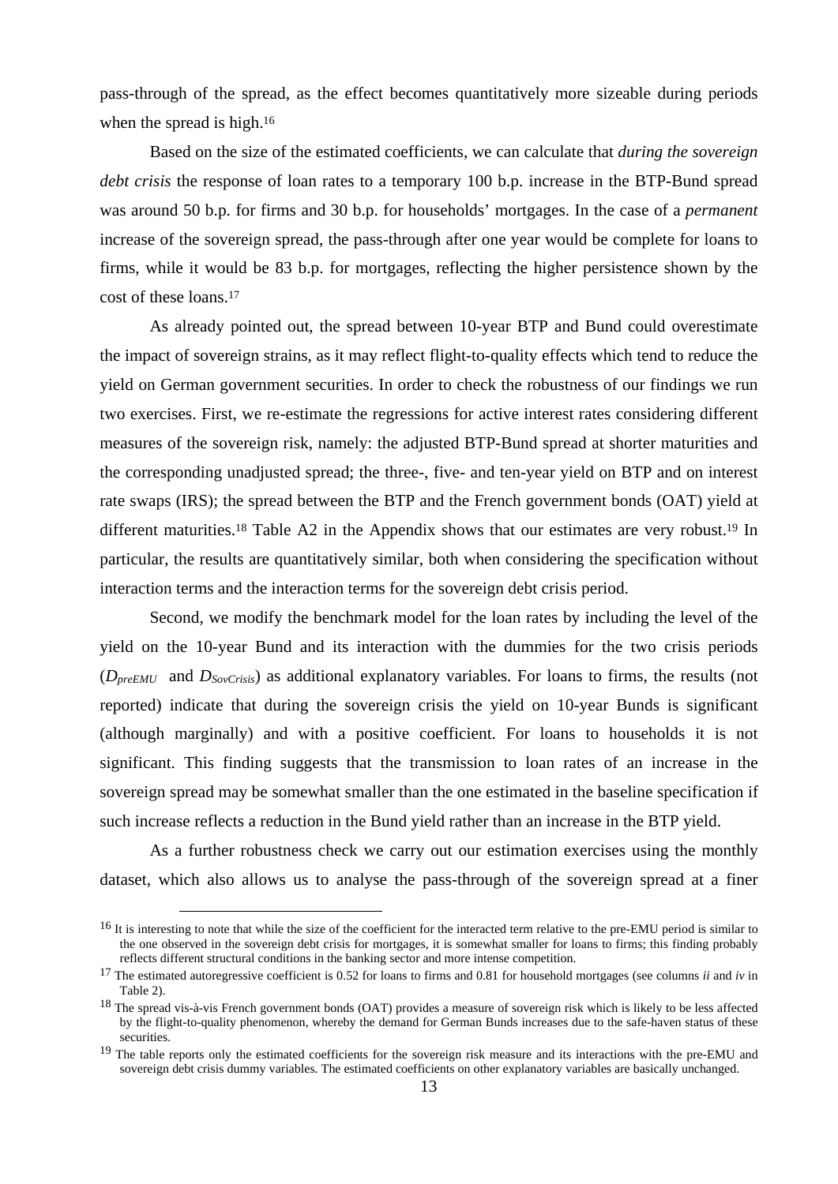pass-through of the spread, as the effect becomes quantitatively more sizeable during periods when the spread is high.[16]

Based on the size of the estimated coefficients, we can calculate that *during the sovereign debt crisis* the response of loan rates to a temporary 100 b.p. increase in the BTP-Bund spread was around 50 b.p. for firms and 30 b.p. for households' mortgages. In the case of a *permanent* increase of the sovereign spread, the pass-through after one year would be complete for loans to firms, while it would be 83 b.p. for mortgages, reflecting the higher persistence shown by the cost of these loans.[17]

As already pointed out, the spread between 10-year BTP and Bund could overestimate the impact of sovereign strains, as it may reflect flight-to-quality effects which tend to reduce the yield on German government securities. In order to check the robustness of our findings we run two exercises. First, we re-estimate the regressions for active interest rates considering different measures of the sovereign risk, namely: the adjusted BTP-Bund spread at shorter maturities and the corresponding unadjusted spread; the three-, five- and ten-year yield on BTP and on interest rate swaps (IRS); the spread between the BTP and the French government bonds (OAT) yield at different maturities.[18] Table A2 in the Appendix shows that our estimates are very robust.[19] In particular, the results are quantitatively similar, both when considering the specification without interaction terms and the interaction terms for the sovereign debt crisis period.

Second, we modify the benchmark model for the loan rates by including the level of the yield on the 10-year Bund and its interaction with the dummies for the two crisis periods ($D_{preEMU}$ and $D_{SovCrisis}$) as additional explanatory variables. For loans to firms, the results (not reported) indicate that during the sovereign crisis the yield on 10-year Bunds is significant (although marginally) and with a positive coefficient. For loans to households it is not significant. This finding suggests that the transmission to loan rates of an increase in the sovereign spread may be somewhat smaller than the one estimated in the baseline specification if such increase reflects a reduction in the Bund yield rather than an increase in the BTP yield.

As a further robustness check we carry out our estimation exercises using the monthly dataset, which also allows us to analyse the pass-through of the sovereign spread at a finer

---

[16] It is interesting to note that while the size of the coefficient for the interacted term relative to the pre-EMU period is similar to the one observed in the sovereign debt crisis for mortgages, it is somewhat smaller for loans to firms; this finding probably reflects different structural conditions in the banking sector and more intense competition.

[17] The estimated autoregressive coefficient is 0.52 for loans to firms and 0.81 for household mortgages (see columns *ii* and *iv* in Table 2).

[18] The spread vis-à-vis French government bonds (OAT) provides a measure of sovereign risk which is likely to be less affected by the flight-to-quality phenomenon, whereby the demand for German Bunds increases due to the safe-haven status of these securities.

[19] The table reports only the estimated coefficients for the sovereign risk measure and its interactions with the pre-EMU and sovereign debt crisis dummy variables. The estimated coefficients on other explanatory variables are basically unchanged.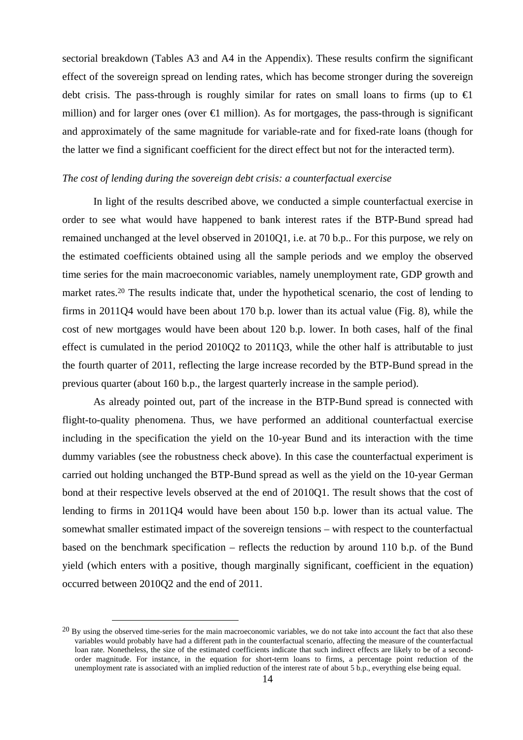sectorial breakdown (Tables A3 and A4 in the Appendix). These results confirm the significant effect of the sovereign spread on lending rates, which has become stronger during the sovereign debt crisis. The pass-through is roughly similar for rates on small loans to firms (up to €1 million) and for larger ones (over €1 million). As for mortgages, the pass-through is significant and approximately of the same magnitude for variable-rate and for fixed-rate loans (though for the latter we find a significant coefficient for the direct effect but not for the interacted term).

*The cost of lending during the sovereign debt crisis: a counterfactual exercise*

In light of the results described above, we conducted a simple counterfactual exercise in order to see what would have happened to bank interest rates if the BTP-Bund spread had remained unchanged at the level observed in 2010Q1, i.e. at 70 b.p.. For this purpose, we rely on the estimated coefficients obtained using all the sample periods and we employ the observed time series for the main macroeconomic variables, namely unemployment rate, GDP growth and market rates.[20] The results indicate that, under the hypothetical scenario, the cost of lending to firms in 2011Q4 would have been about 170 b.p. lower than its actual value (Fig. 8), while the cost of new mortgages would have been about 120 b.p. lower. In both cases, half of the final effect is cumulated in the period 2010Q2 to 2011Q3, while the other half is attributable to just the fourth quarter of 2011, reflecting the large increase recorded by the BTP-Bund spread in the previous quarter (about 160 b.p., the largest quarterly increase in the sample period).

As already pointed out, part of the increase in the BTP-Bund spread is connected with flight-to-quality phenomena. Thus, we have performed an additional counterfactual exercise including in the specification the yield on the 10-year Bund and its interaction with the time dummy variables (see the robustness check above). In this case the counterfactual experiment is carried out holding unchanged the BTP-Bund spread as well as the yield on the 10-year German bond at their respective levels observed at the end of 2010Q1. The result shows that the cost of lending to firms in 2011Q4 would have been about 150 b.p. lower than its actual value. The somewhat smaller estimated impact of the sovereign tensions – with respect to the counterfactual based on the benchmark specification – reflects the reduction by around 110 b.p. of the Bund yield (which enters with a positive, though marginally significant, coefficient in the equation) occurred between 2010Q2 and the end of 2011.

[20] By using the observed time-series for the main macroeconomic variables, we do not take into account the fact that also these variables would probably have had a different path in the counterfactual scenario, affecting the measure of the counterfactual loan rate. Nonetheless, the size of the estimated coefficients indicate that such indirect effects are likely to be of a second-order magnitude. For instance, in the equation for short-term loans to firms, a percentage point reduction of the unemployment rate is associated with an implied reduction of the interest rate of about 5 b.p., everything else being equal.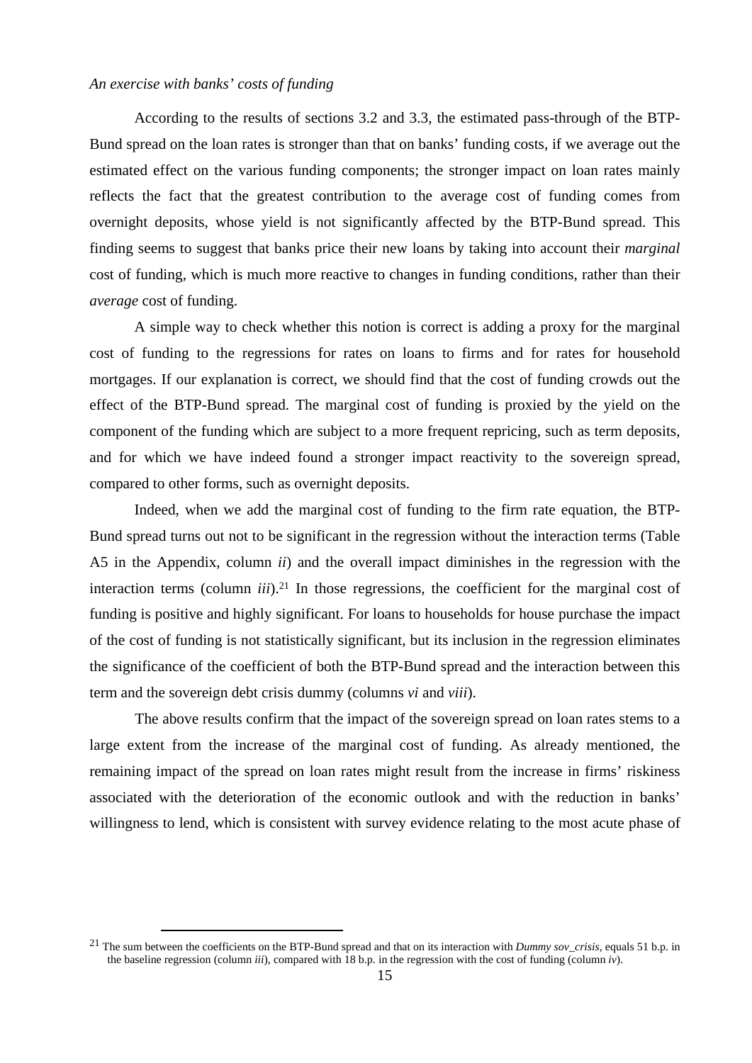*An exercise with banks' costs of funding*

According to the results of sections 3.2 and 3.3, the estimated pass-through of the BTP-Bund spread on the loan rates is stronger than that on banks' funding costs, if we average out the estimated effect on the various funding components; the stronger impact on loan rates mainly reflects the fact that the greatest contribution to the average cost of funding comes from overnight deposits, whose yield is not significantly affected by the BTP-Bund spread. This finding seems to suggest that banks price their new loans by taking into account their *marginal* cost of funding, which is much more reactive to changes in funding conditions, rather than their *average* cost of funding.

A simple way to check whether this notion is correct is adding a proxy for the marginal cost of funding to the regressions for rates on loans to firms and for rates for household mortgages. If our explanation is correct, we should find that the cost of funding crowds out the effect of the BTP-Bund spread. The marginal cost of funding is proxied by the yield on the component of the funding which are subject to a more frequent repricing, such as term deposits, and for which we have indeed found a stronger impact reactivity to the sovereign spread, compared to other forms, such as overnight deposits.

Indeed, when we add the marginal cost of funding to the firm rate equation, the BTP-Bund spread turns out not to be significant in the regression without the interaction terms (Table A5 in the Appendix, column *ii*) and the overall impact diminishes in the regression with the interaction terms (column *iii*).[21] In those regressions, the coefficient for the marginal cost of funding is positive and highly significant. For loans to households for house purchase the impact of the cost of funding is not statistically significant, but its inclusion in the regression eliminates the significance of the coefficient of both the BTP-Bund spread and the interaction between this term and the sovereign debt crisis dummy (columns *vi* and *viii*).

The above results confirm that the impact of the sovereign spread on loan rates stems to a large extent from the increase of the marginal cost of funding. As already mentioned, the remaining impact of the spread on loan rates might result from the increase in firms' riskiness associated with the deterioration of the economic outlook and with the reduction in banks' willingness to lend, which is consistent with survey evidence relating to the most acute phase of

[21] The sum between the coefficients on the BTP-Bund spread and that on its interaction with *Dummy sov_crisis*, equals 51 b.p. in the baseline regression (column *iii*), compared with 18 b.p. in the regression with the cost of funding (column *iv*).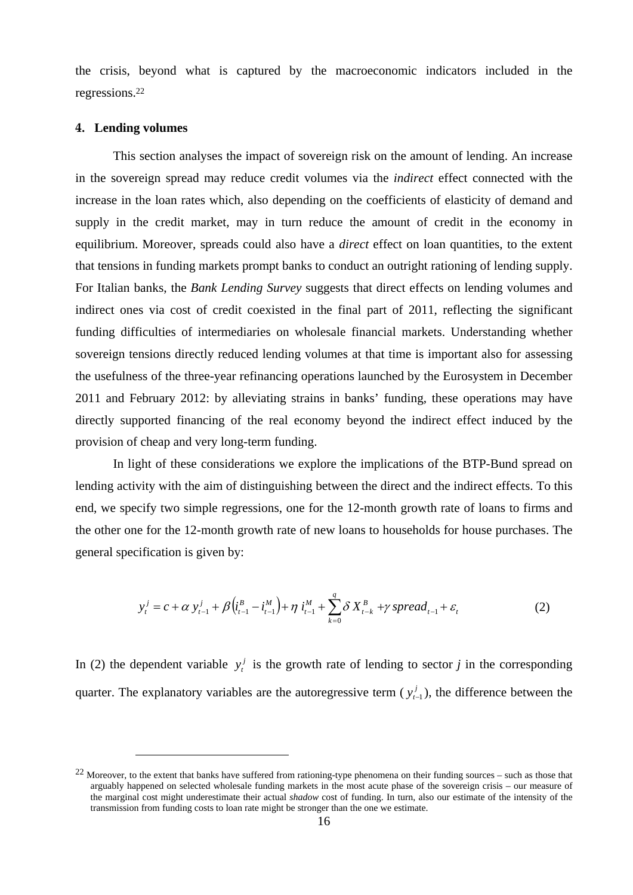the crisis, beyond what is captured by the macroeconomic indicators included in the regressions.[22]

## 4. Lending volumes

This section analyses the impact of sovereign risk on the amount of lending. An increase in the sovereign spread may reduce credit volumes via the *indirect* effect connected with the increase in the loan rates which, also depending on the coefficients of elasticity of demand and supply in the credit market, may in turn reduce the amount of credit in the economy in equilibrium. Moreover, spreads could also have a *direct* effect on loan quantities, to the extent that tensions in funding markets prompt banks to conduct an outright rationing of lending supply. For Italian banks, the *Bank Lending Survey* suggests that direct effects on lending volumes and indirect ones via cost of credit coexisted in the final part of 2011, reflecting the significant funding difficulties of intermediaries on wholesale financial markets. Understanding whether sovereign tensions directly reduced lending volumes at that time is important also for assessing the usefulness of the three-year refinancing operations launched by the Eurosystem in December 2011 and February 2012: by alleviating strains in banks' funding, these operations may have directly supported financing of the real economy beyond the indirect effect induced by the provision of cheap and very long-term funding.

In light of these considerations we explore the implications of the BTP-Bund spread on lending activity with the aim of distinguishing between the direct and the indirect effects. To this end, we specify two simple regressions, one for the 12-month growth rate of loans to firms and the other one for the 12-month growth rate of new loans to households for house purchases. The general specification is given by:

$$y_t^j = c + \alpha\, y_{t-1}^j + \beta\left(i_{t-1}^B - i_{t-1}^M\right) + \eta\, i_{t-1}^M + \sum_{k=0}^{q} \delta\, X_{t-k}^B + \gamma\, spread_{t-1} + \varepsilon_t \tag{2}$$

In (2) the dependent variable $y_t^j$ is the growth rate of lending to sector *j* in the corresponding quarter. The explanatory variables are the autoregressive term ($y_{t-1}^j$), the difference between the

---

[22] Moreover, to the extent that banks have suffered from rationing-type phenomena on their funding sources – such as those that arguably happened on selected wholesale funding markets in the most acute phase of the sovereign crisis – our measure of the marginal cost might underestimate their actual *shadow* cost of funding. In turn, also our estimate of the intensity of the transmission from funding costs to loan rate might be stronger than the one we estimate.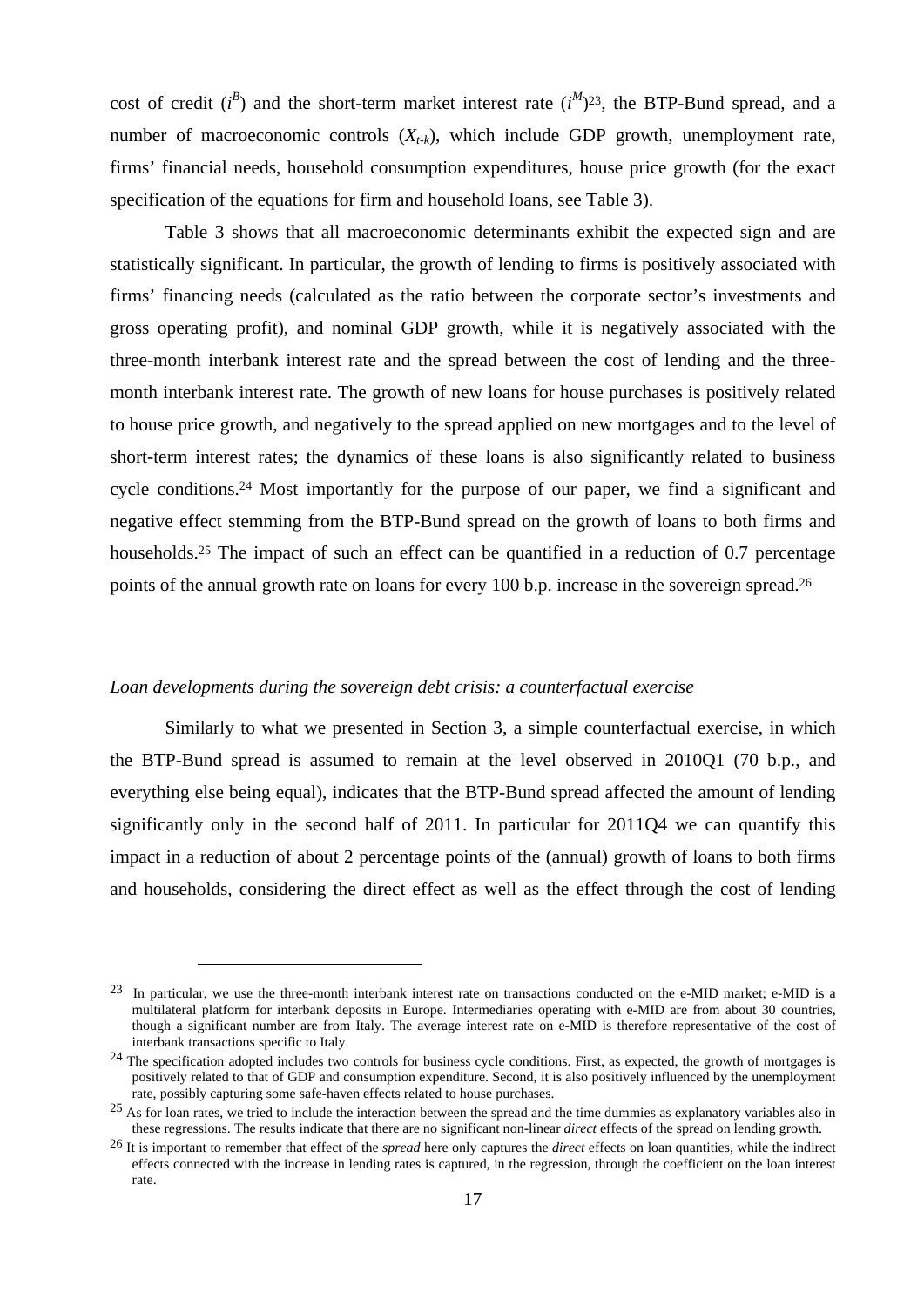cost of credit ($i^B$) and the short-term market interest rate ($i^M$)[23], the BTP-Bund spread, and a number of macroeconomic controls ($X_{t-k}$), which include GDP growth, unemployment rate, firms' financial needs, household consumption expenditures, house price growth (for the exact specification of the equations for firm and household loans, see Table 3).

Table 3 shows that all macroeconomic determinants exhibit the expected sign and are statistically significant. In particular, the growth of lending to firms is positively associated with firms' financing needs (calculated as the ratio between the corporate sector's investments and gross operating profit), and nominal GDP growth, while it is negatively associated with the three-month interbank interest rate and the spread between the cost of lending and the three-month interbank interest rate. The growth of new loans for house purchases is positively related to house price growth, and negatively to the spread applied on new mortgages and to the level of short-term interest rates; the dynamics of these loans is also significantly related to business cycle conditions.[24] Most importantly for the purpose of our paper, we find a significant and negative effect stemming from the BTP-Bund spread on the growth of loans to both firms and households.[25] The impact of such an effect can be quantified in a reduction of 0.7 percentage points of the annual growth rate on loans for every 100 b.p. increase in the sovereign spread.[26]

*Loan developments during the sovereign debt crisis: a counterfactual exercise*

Similarly to what we presented in Section 3, a simple counterfactual exercise, in which the BTP-Bund spread is assumed to remain at the level observed in 2010Q1 (70 b.p., and everything else being equal), indicates that the BTP-Bund spread affected the amount of lending significantly only in the second half of 2011. In particular for 2011Q4 we can quantify this impact in a reduction of about 2 percentage points of the (annual) growth of loans to both firms and households, considering the direct effect as well as the effect through the cost of lending

---

[23] In particular, we use the three-month interbank interest rate on transactions conducted on the e-MID market; e-MID is a multilateral platform for interbank deposits in Europe. Intermediaries operating with e-MID are from about 30 countries, though a significant number are from Italy. The average interest rate on e-MID is therefore representative of the cost of interbank transactions specific to Italy.

[24] The specification adopted includes two controls for business cycle conditions. First, as expected, the growth of mortgages is positively related to that of GDP and consumption expenditure. Second, it is also positively influenced by the unemployment rate, possibly capturing some safe-haven effects related to house purchases.

[25] As for loan rates, we tried to include the interaction between the spread and the time dummies as explanatory variables also in these regressions. The results indicate that there are no significant non-linear *direct* effects of the spread on lending growth.

[26] It is important to remember that effect of the *spread* here only captures the *direct* effects on loan quantities, while the indirect effects connected with the increase in lending rates is captured, in the regression, through the coefficient on the loan interest rate.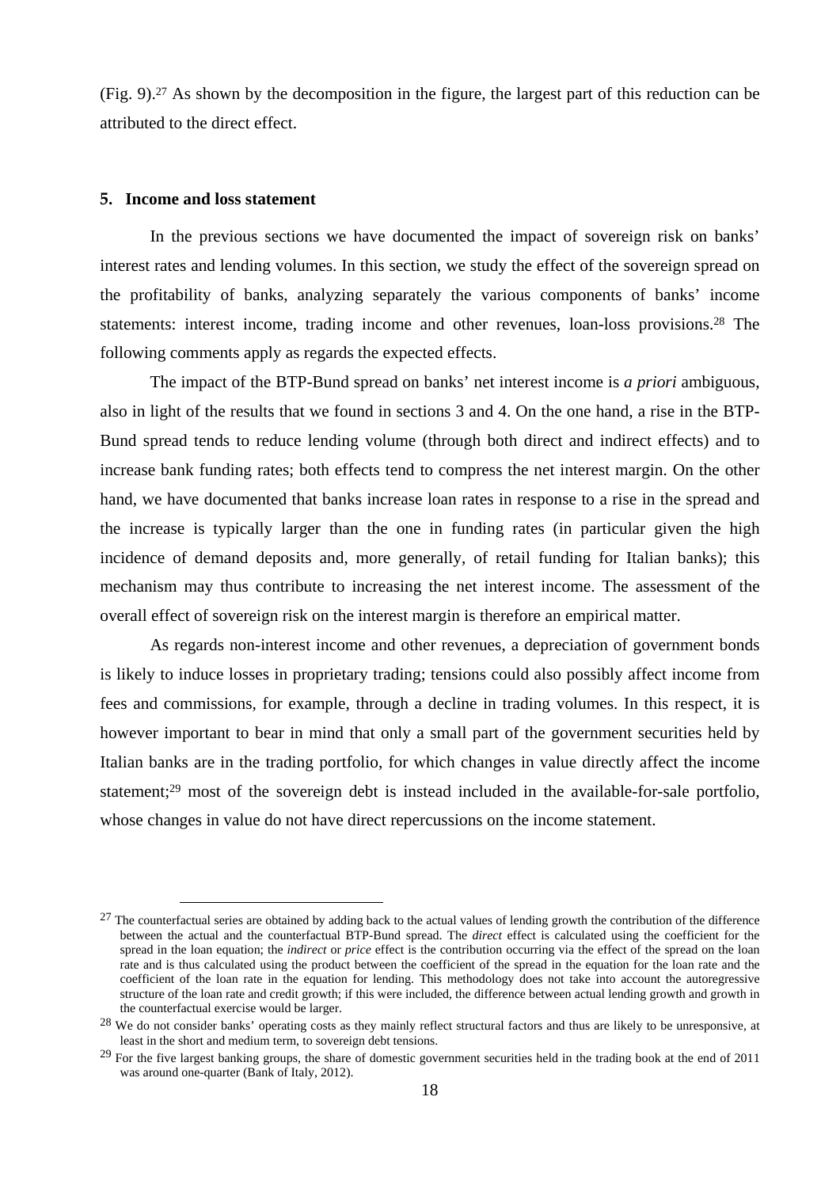(Fig. 9).[27] As shown by the decomposition in the figure, the largest part of this reduction can be attributed to the direct effect.

## 5. Income and loss statement

In the previous sections we have documented the impact of sovereign risk on banks' interest rates and lending volumes. In this section, we study the effect of the sovereign spread on the profitability of banks, analyzing separately the various components of banks' income statements: interest income, trading income and other revenues, loan-loss provisions.[28] The following comments apply as regards the expected effects.

The impact of the BTP-Bund spread on banks' net interest income is *a priori* ambiguous, also in light of the results that we found in sections 3 and 4. On the one hand, a rise in the BTP-Bund spread tends to reduce lending volume (through both direct and indirect effects) and to increase bank funding rates; both effects tend to compress the net interest margin. On the other hand, we have documented that banks increase loan rates in response to a rise in the spread and the increase is typically larger than the one in funding rates (in particular given the high incidence of demand deposits and, more generally, of retail funding for Italian banks); this mechanism may thus contribute to increasing the net interest income. The assessment of the overall effect of sovereign risk on the interest margin is therefore an empirical matter.

As regards non-interest income and other revenues, a depreciation of government bonds is likely to induce losses in proprietary trading; tensions could also possibly affect income from fees and commissions, for example, through a decline in trading volumes. In this respect, it is however important to bear in mind that only a small part of the government securities held by Italian banks are in the trading portfolio, for which changes in value directly affect the income statement;[29] most of the sovereign debt is instead included in the available-for-sale portfolio, whose changes in value do not have direct repercussions on the income statement.

---

[27] The counterfactual series are obtained by adding back to the actual values of lending growth the contribution of the difference between the actual and the counterfactual BTP-Bund spread. The *direct* effect is calculated using the coefficient for the spread in the loan equation; the *indirect* or *price* effect is the contribution occurring via the effect of the spread on the loan rate and is thus calculated using the product between the coefficient of the spread in the equation for the loan rate and the coefficient of the loan rate in the equation for lending. This methodology does not take into account the autoregressive structure of the loan rate and credit growth; if this were included, the difference between actual lending growth and growth in the counterfactual exercise would be larger.

[28] We do not consider banks' operating costs as they mainly reflect structural factors and thus are likely to be unresponsive, at least in the short and medium term, to sovereign debt tensions.

[29] For the five largest banking groups, the share of domestic government securities held in the trading book at the end of 2011 was around one-quarter (Bank of Italy, 2012).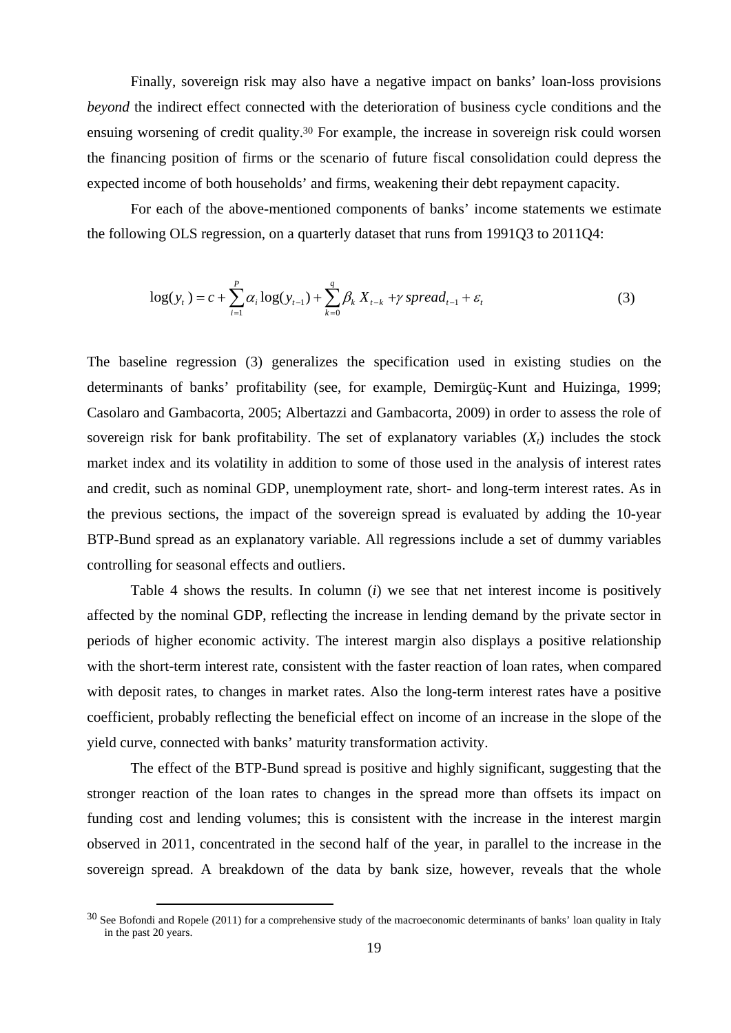Finally, sovereign risk may also have a negative impact on banks' loan-loss provisions *beyond* the indirect effect connected with the deterioration of business cycle conditions and the ensuing worsening of credit quality.[30] For example, the increase in sovereign risk could worsen the financing position of firms or the scenario of future fiscal consolidation could depress the expected income of both households' and firms, weakening their debt repayment capacity.

For each of the above-mentioned components of banks' income statements we estimate the following OLS regression, on a quarterly dataset that runs from 1991Q3 to 2011Q4:

$$\log(y_t) = c + \sum_{i=1}^{P} \alpha_i \log(y_{t-1}) + \sum_{k=0}^{q} \beta_k X_{t-k} + \gamma\, spread_{t-1} + \varepsilon_t \tag{3}$$

The baseline regression (3) generalizes the specification used in existing studies on the determinants of banks' profitability (see, for example, Demirgüç-Kunt and Huizinga, 1999; Casolaro and Gambacorta, 2005; Albertazzi and Gambacorta, 2009) in order to assess the role of sovereign risk for bank profitability. The set of explanatory variables ($X_t$) includes the stock market index and its volatility in addition to some of those used in the analysis of interest rates and credit, such as nominal GDP, unemployment rate, short- and long-term interest rates. As in the previous sections, the impact of the sovereign spread is evaluated by adding the 10-year BTP-Bund spread as an explanatory variable. All regressions include a set of dummy variables controlling for seasonal effects and outliers.

Table 4 shows the results. In column (*i*) we see that net interest income is positively affected by the nominal GDP, reflecting the increase in lending demand by the private sector in periods of higher economic activity. The interest margin also displays a positive relationship with the short-term interest rate, consistent with the faster reaction of loan rates, when compared with deposit rates, to changes in market rates. Also the long-term interest rates have a positive coefficient, probably reflecting the beneficial effect on income of an increase in the slope of the yield curve, connected with banks' maturity transformation activity.

The effect of the BTP-Bund spread is positive and highly significant, suggesting that the stronger reaction of the loan rates to changes in the spread more than offsets its impact on funding cost and lending volumes; this is consistent with the increase in the interest margin observed in 2011, concentrated in the second half of the year, in parallel to the increase in the sovereign spread. A breakdown of the data by bank size, however, reveals that the whole

[30] See Bofondi and Ropele (2011) for a comprehensive study of the macroeconomic determinants of banks' loan quality in Italy in the past 20 years.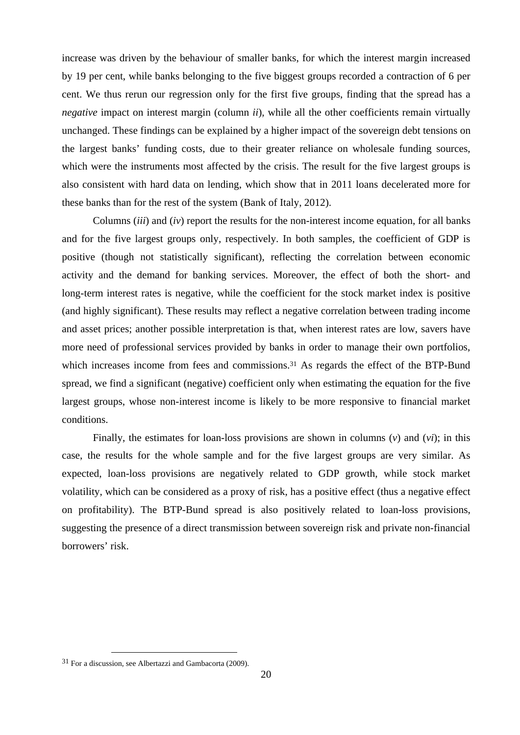increase was driven by the behaviour of smaller banks, for which the interest margin increased by 19 per cent, while banks belonging to the five biggest groups recorded a contraction of 6 per cent. We thus rerun our regression only for the first five groups, finding that the spread has a *negative* impact on interest margin (column *ii*), while all the other coefficients remain virtually unchanged. These findings can be explained by a higher impact of the sovereign debt tensions on the largest banks' funding costs, due to their greater reliance on wholesale funding sources, which were the instruments most affected by the crisis. The result for the five largest groups is also consistent with hard data on lending, which show that in 2011 loans decelerated more for these banks than for the rest of the system (Bank of Italy, 2012).

Columns (*iii*) and (*iv*) report the results for the non-interest income equation, for all banks and for the five largest groups only, respectively. In both samples, the coefficient of GDP is positive (though not statistically significant), reflecting the correlation between economic activity and the demand for banking services. Moreover, the effect of both the short- and long-term interest rates is negative, while the coefficient for the stock market index is positive (and highly significant). These results may reflect a negative correlation between trading income and asset prices; another possible interpretation is that, when interest rates are low, savers have more need of professional services provided by banks in order to manage their own portfolios, which increases income from fees and commissions.[31] As regards the effect of the BTP-Bund spread, we find a significant (negative) coefficient only when estimating the equation for the five largest groups, whose non-interest income is likely to be more responsive to financial market conditions.

Finally, the estimates for loan-loss provisions are shown in columns (*v*) and (*vi*); in this case, the results for the whole sample and for the five largest groups are very similar. As expected, loan-loss provisions are negatively related to GDP growth, while stock market volatility, which can be considered as a proxy of risk, has a positive effect (thus a negative effect on profitability). The BTP-Bund spread is also positively related to loan-loss provisions, suggesting the presence of a direct transmission between sovereign risk and private non-financial borrowers' risk.

[31] For a discussion, see Albertazzi and Gambacorta (2009).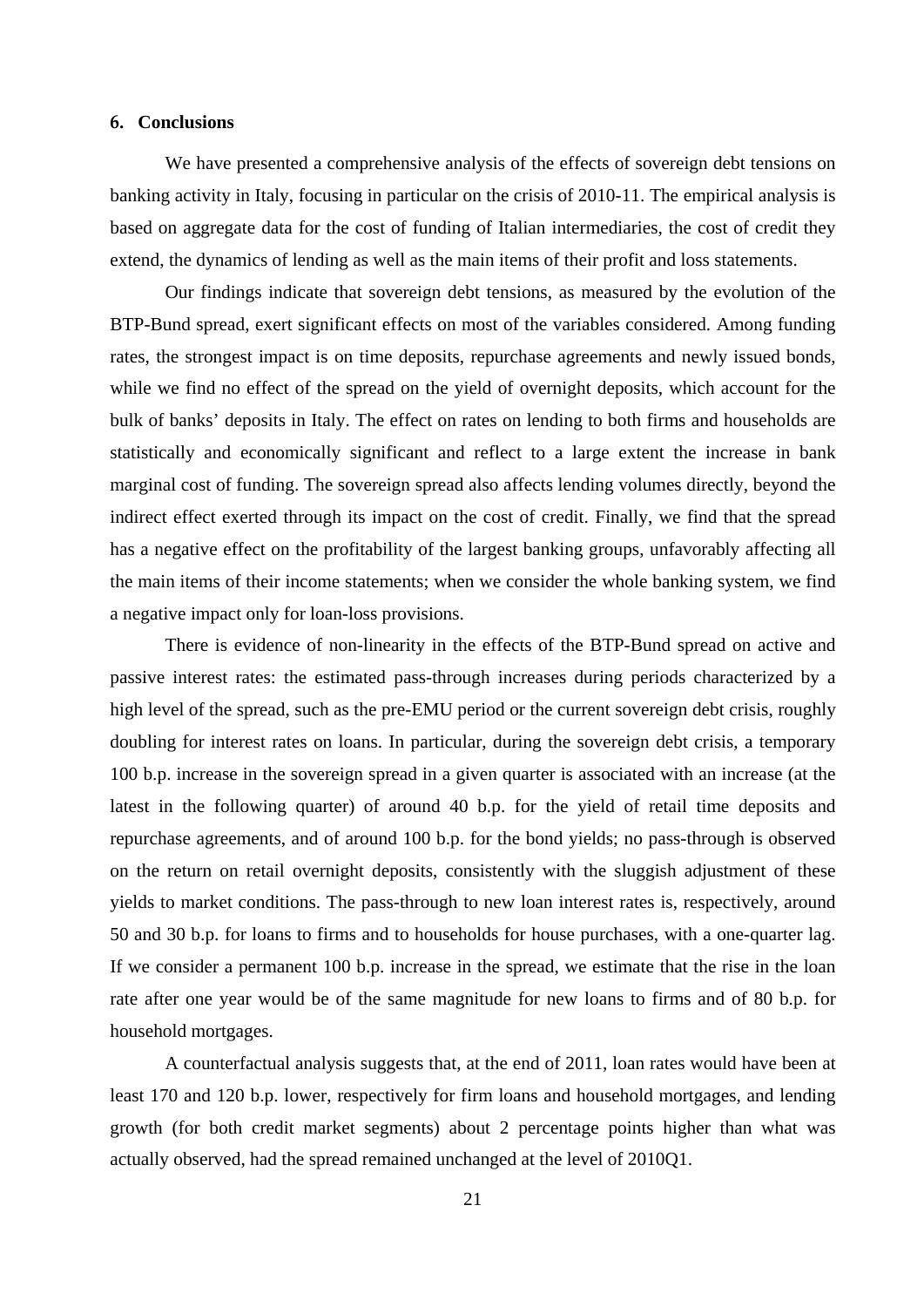## 6. Conclusions

We have presented a comprehensive analysis of the effects of sovereign debt tensions on banking activity in Italy, focusing in particular on the crisis of 2010-11. The empirical analysis is based on aggregate data for the cost of funding of Italian intermediaries, the cost of credit they extend, the dynamics of lending as well as the main items of their profit and loss statements.

Our findings indicate that sovereign debt tensions, as measured by the evolution of the BTP-Bund spread, exert significant effects on most of the variables considered. Among funding rates, the strongest impact is on time deposits, repurchase agreements and newly issued bonds, while we find no effect of the spread on the yield of overnight deposits, which account for the bulk of banks' deposits in Italy. The effect on rates on lending to both firms and households are statistically and economically significant and reflect to a large extent the increase in bank marginal cost of funding. The sovereign spread also affects lending volumes directly, beyond the indirect effect exerted through its impact on the cost of credit. Finally, we find that the spread has a negative effect on the profitability of the largest banking groups, unfavorably affecting all the main items of their income statements; when we consider the whole banking system, we find a negative impact only for loan-loss provisions.

There is evidence of non-linearity in the effects of the BTP-Bund spread on active and passive interest rates: the estimated pass-through increases during periods characterized by a high level of the spread, such as the pre-EMU period or the current sovereign debt crisis, roughly doubling for interest rates on loans. In particular, during the sovereign debt crisis, a temporary 100 b.p. increase in the sovereign spread in a given quarter is associated with an increase (at the latest in the following quarter) of around 40 b.p. for the yield of retail time deposits and repurchase agreements, and of around 100 b.p. for the bond yields; no pass-through is observed on the return on retail overnight deposits, consistently with the sluggish adjustment of these yields to market conditions. The pass-through to new loan interest rates is, respectively, around 50 and 30 b.p. for loans to firms and to households for house purchases, with a one-quarter lag. If we consider a permanent 100 b.p. increase in the spread, we estimate that the rise in the loan rate after one year would be of the same magnitude for new loans to firms and of 80 b.p. for household mortgages.

A counterfactual analysis suggests that, at the end of 2011, loan rates would have been at least 170 and 120 b.p. lower, respectively for firm loans and household mortgages, and lending growth (for both credit market segments) about 2 percentage points higher than what was actually observed, had the spread remained unchanged at the level of 2010Q1.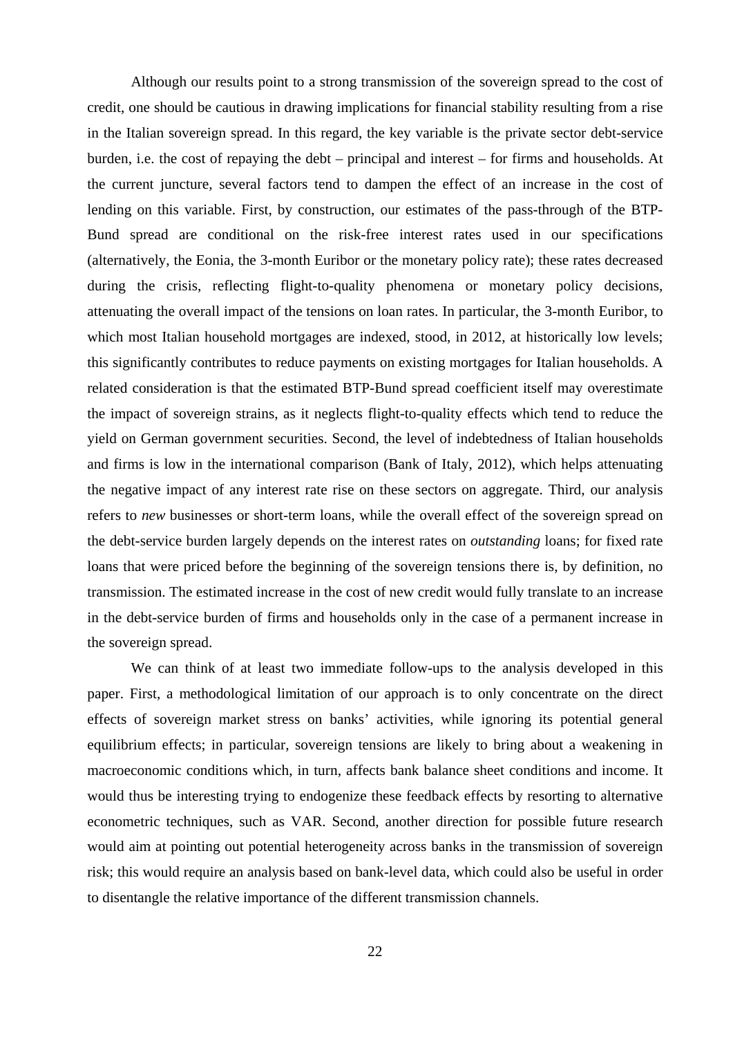Although our results point to a strong transmission of the sovereign spread to the cost of credit, one should be cautious in drawing implications for financial stability resulting from a rise in the Italian sovereign spread. In this regard, the key variable is the private sector debt-service burden, i.e. the cost of repaying the debt – principal and interest – for firms and households. At the current juncture, several factors tend to dampen the effect of an increase in the cost of lending on this variable. First, by construction, our estimates of the pass-through of the BTP-Bund spread are conditional on the risk-free interest rates used in our specifications (alternatively, the Eonia, the 3-month Euribor or the monetary policy rate); these rates decreased during the crisis, reflecting flight-to-quality phenomena or monetary policy decisions, attenuating the overall impact of the tensions on loan rates. In particular, the 3-month Euribor, to which most Italian household mortgages are indexed, stood, in 2012, at historically low levels; this significantly contributes to reduce payments on existing mortgages for Italian households. A related consideration is that the estimated BTP-Bund spread coefficient itself may overestimate the impact of sovereign strains, as it neglects flight-to-quality effects which tend to reduce the yield on German government securities. Second, the level of indebtedness of Italian households and firms is low in the international comparison (Bank of Italy, 2012), which helps attenuating the negative impact of any interest rate rise on these sectors on aggregate. Third, our analysis refers to *new* businesses or short-term loans, while the overall effect of the sovereign spread on the debt-service burden largely depends on the interest rates on *outstanding* loans; for fixed rate loans that were priced before the beginning of the sovereign tensions there is, by definition, no transmission. The estimated increase in the cost of new credit would fully translate to an increase in the debt-service burden of firms and households only in the case of a permanent increase in the sovereign spread.

We can think of at least two immediate follow-ups to the analysis developed in this paper. First, a methodological limitation of our approach is to only concentrate on the direct effects of sovereign market stress on banks' activities, while ignoring its potential general equilibrium effects; in particular, sovereign tensions are likely to bring about a weakening in macroeconomic conditions which, in turn, affects bank balance sheet conditions and income. It would thus be interesting trying to endogenize these feedback effects by resorting to alternative econometric techniques, such as VAR. Second, another direction for possible future research would aim at pointing out potential heterogeneity across banks in the transmission of sovereign risk; this would require an analysis based on bank-level data, which could also be useful in order to disentangle the relative importance of the different transmission channels.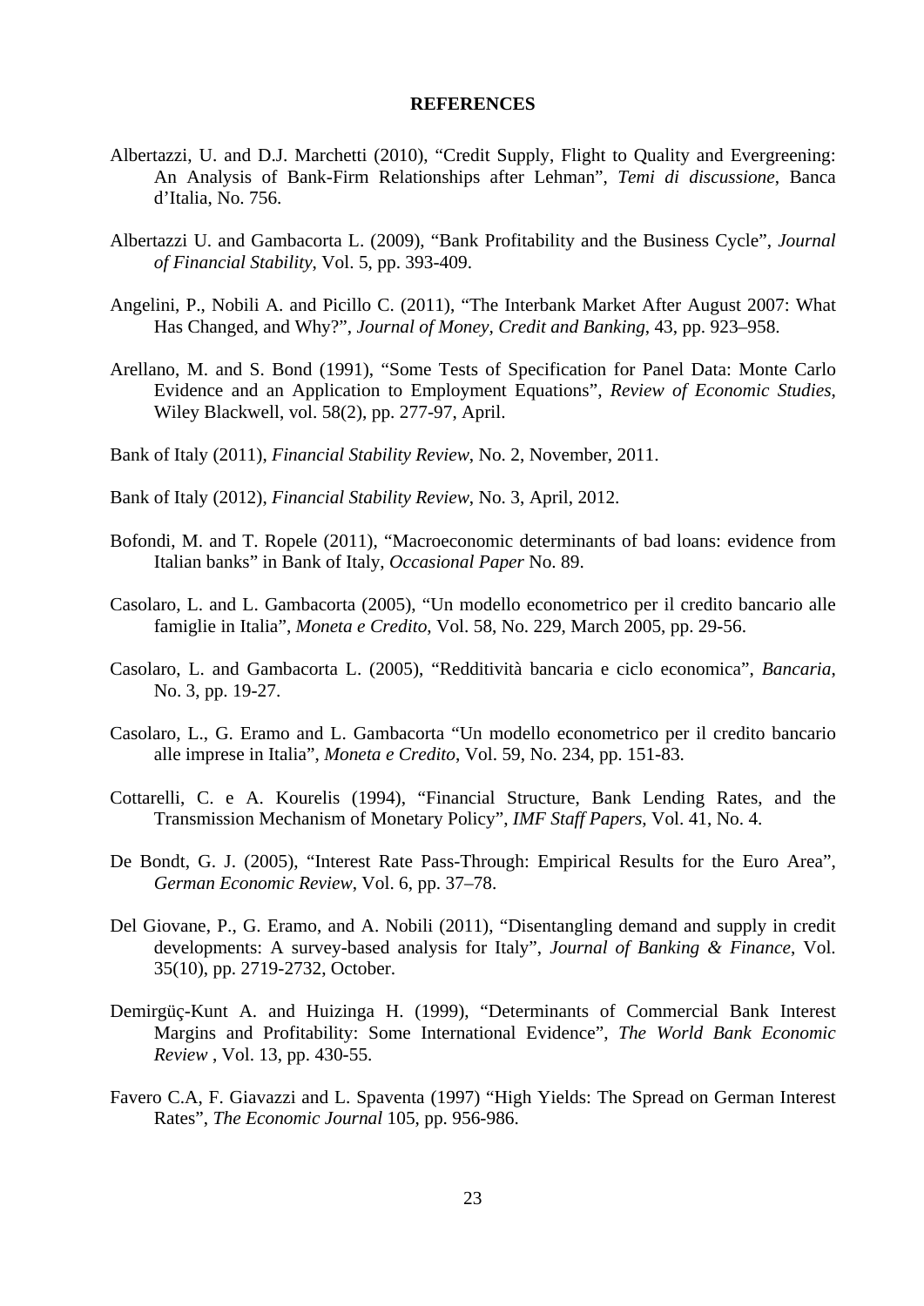## REFERENCES

Albertazzi, U. and D.J. Marchetti (2010), "Credit Supply, Flight to Quality and Evergreening: An Analysis of Bank-Firm Relationships after Lehman", *Temi di discussione*, Banca d'Italia, No. 756.

Albertazzi U. and Gambacorta L. (2009), "Bank Profitability and the Business Cycle", *Journal of Financial Stability*, Vol. 5, pp. 393-409.

Angelini, P., Nobili A. and Picillo C. (2011), "The Interbank Market After August 2007: What Has Changed, and Why?", *Journal of Money, Credit and Banking*, 43, pp. 923–958.

Arellano, M. and S. Bond (1991), "Some Tests of Specification for Panel Data: Monte Carlo Evidence and an Application to Employment Equations", *Review of Economic Studies*, Wiley Blackwell, vol. 58(2), pp. 277-97, April.

Bank of Italy (2011), *Financial Stability Review*, No. 2, November, 2011.

Bank of Italy (2012), *Financial Stability Review*, No. 3, April, 2012.

Bofondi, M. and T. Ropele (2011), "Macroeconomic determinants of bad loans: evidence from Italian banks" in Bank of Italy, *Occasional Paper* No. 89.

Casolaro, L. and L. Gambacorta (2005), "Un modello econometrico per il credito bancario alle famiglie in Italia", *Moneta e Credito*, Vol. 58, No. 229, March 2005, pp. 29-56.

Casolaro, L. and Gambacorta L. (2005), "Redditività bancaria e ciclo economica", *Bancaria*, No. 3, pp. 19-27.

Casolaro, L., G. Eramo and L. Gambacorta "Un modello econometrico per il credito bancario alle imprese in Italia", *Moneta e Credito*, Vol. 59, No. 234, pp. 151-83.

Cottarelli, C. e A. Kourelis (1994), "Financial Structure, Bank Lending Rates, and the Transmission Mechanism of Monetary Policy", *IMF Staff Papers*, Vol. 41, No. 4.

De Bondt, G. J. (2005), "Interest Rate Pass-Through: Empirical Results for the Euro Area", *German Economic Review*, Vol. 6, pp. 37–78.

Del Giovane, P., G. Eramo, and A. Nobili (2011), "Disentangling demand and supply in credit developments: A survey-based analysis for Italy", *Journal of Banking & Finance*, Vol. 35(10), pp. 2719-2732, October.

Demirgüç-Kunt A. and Huizinga H. (1999), "Determinants of Commercial Bank Interest Margins and Profitability: Some International Evidence", *The World Bank Economic Review* , Vol. 13, pp. 430-55.

Favero C.A, F. Giavazzi and L. Spaventa (1997) "High Yields: The Spread on German Interest Rates", *The Economic Journal* 105, pp. 956-986.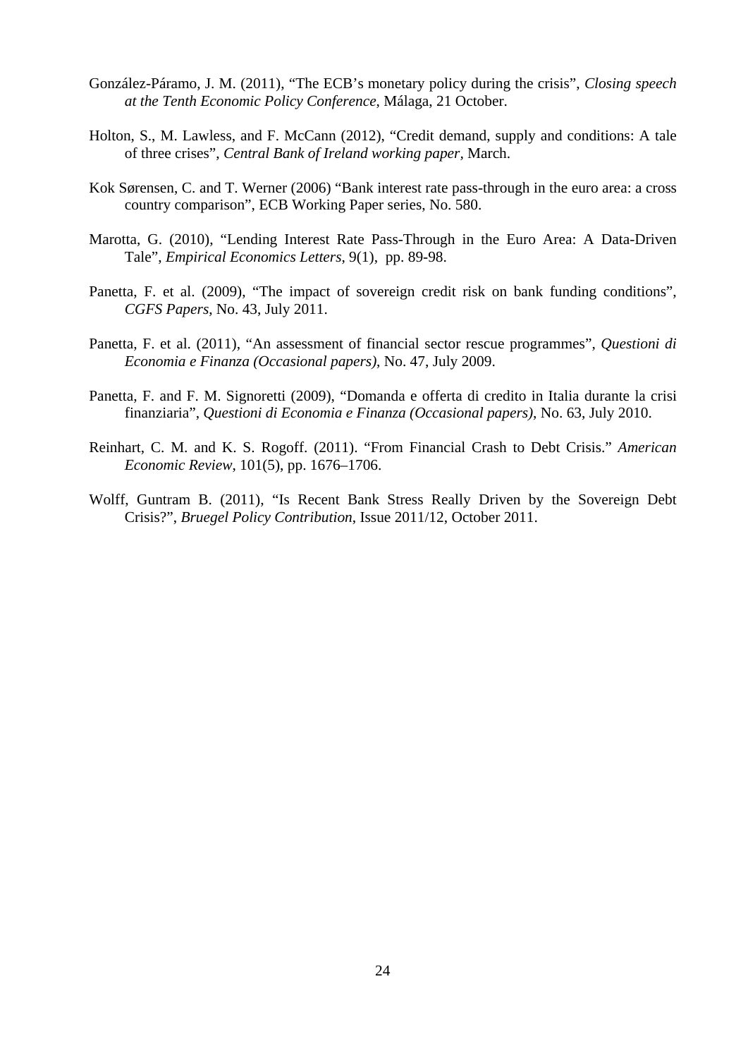González-Páramo, J. M. (2011), "The ECB's monetary policy during the crisis", *Closing speech at the Tenth Economic Policy Conference*, Málaga, 21 October.

Holton, S., M. Lawless, and F. McCann (2012), "Credit demand, supply and conditions: A tale of three crises", *Central Bank of Ireland working paper*, March.

Kok Sørensen, C. and T. Werner (2006) "Bank interest rate pass-through in the euro area: a cross country comparison", ECB Working Paper series, No. 580.

Marotta, G. (2010), "Lending Interest Rate Pass-Through in the Euro Area: A Data-Driven Tale", *Empirical Economics Letters*, 9(1), pp. 89-98.

Panetta, F. et al. (2009), "The impact of sovereign credit risk on bank funding conditions", *CGFS Papers*, No. 43, July 2011.

Panetta, F. et al. (2011), "An assessment of financial sector rescue programmes", *Questioni di Economia e Finanza (Occasional papers)*, No. 47, July 2009.

Panetta, F. and F. M. Signoretti (2009), "Domanda e offerta di credito in Italia durante la crisi finanziaria", *Questioni di Economia e Finanza (Occasional papers)*, No. 63, July 2010.

Reinhart, C. M. and K. S. Rogoff. (2011). "From Financial Crash to Debt Crisis." *American Economic Review*, 101(5), pp. 1676–1706.

Wolff, Guntram B. (2011), "Is Recent Bank Stress Really Driven by the Sovereign Debt Crisis?", *Bruegel Policy Contribution*, Issue 2011/12, October 2011.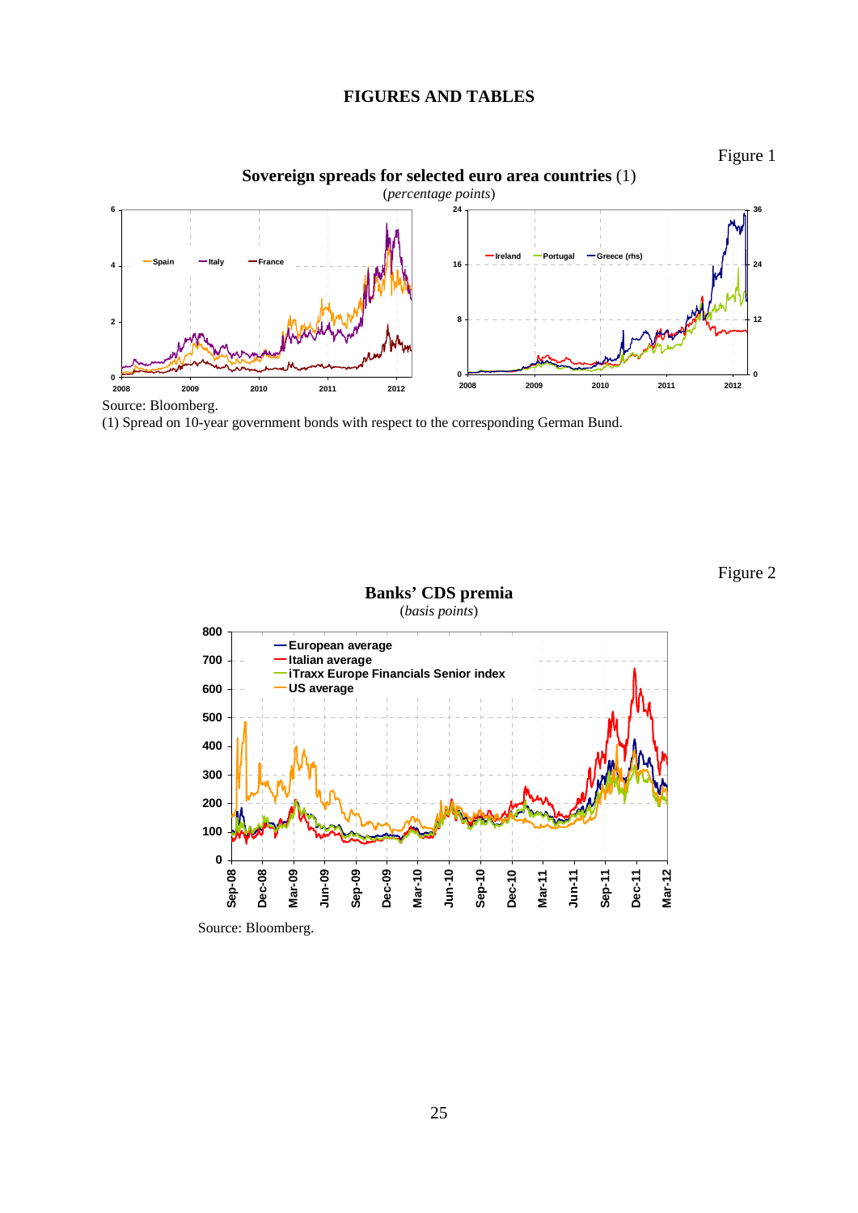# FIGURES AND TABLES

Figure 1

**Sovereign spreads for selected euro area countries** (1)

(*percentage points*)

Source: Bloomberg.

(1) Spread on 10-year government bonds with respect to the corresponding German Bund.

Figure 2

**Banks' CDS premia**

(*basis points*)

Source: Bloomberg.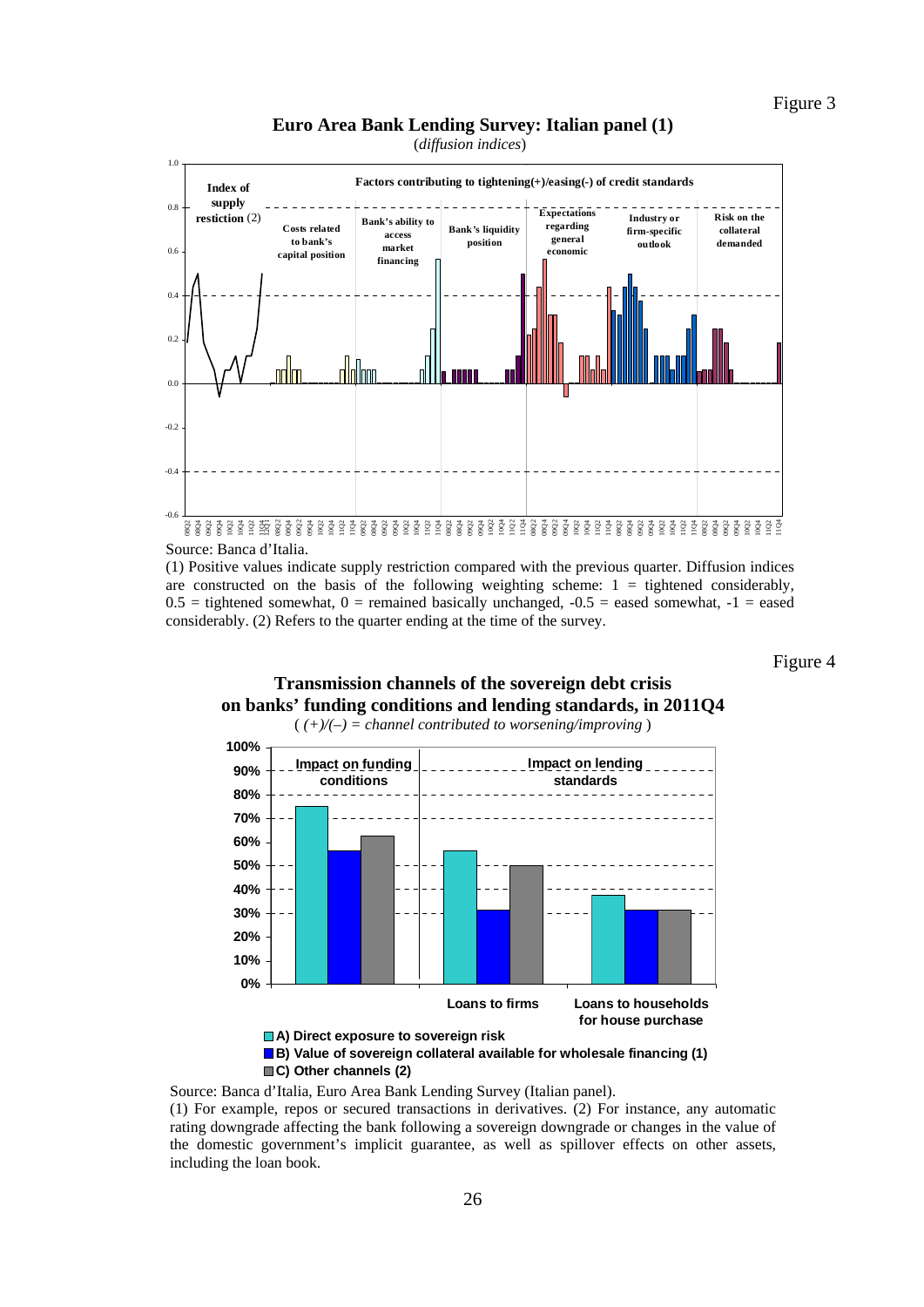Figure 3

**Euro Area Bank Lending Survey: Italian panel (1)**

(*diffusion indices*)

Source: Banca d'Italia.

(1) Positive values indicate supply restriction compared with the previous quarter. Diffusion indices are constructed on the basis of the following weighting scheme: 1 = tightened considerably, 0.5 = tightened somewhat, 0 = remained basically unchanged, -0.5 = eased somewhat, -1 = eased considerably. (2) Refers to the quarter ending at the time of the survey.

Figure 4

**Transmission channels of the sovereign debt crisis on banks' funding conditions and lending standards, in 2011Q4**

( *(+)/(–) = channel contributed to worsening/improving* )

Source: Banca d'Italia, Euro Area Bank Lending Survey (Italian panel).

(1) For example, repos or secured transactions in derivatives. (2) For instance, any automatic rating downgrade affecting the bank following a sovereign downgrade or changes in the value of the domestic government's implicit guarantee, as well as spillover effects on other assets, including the loan book.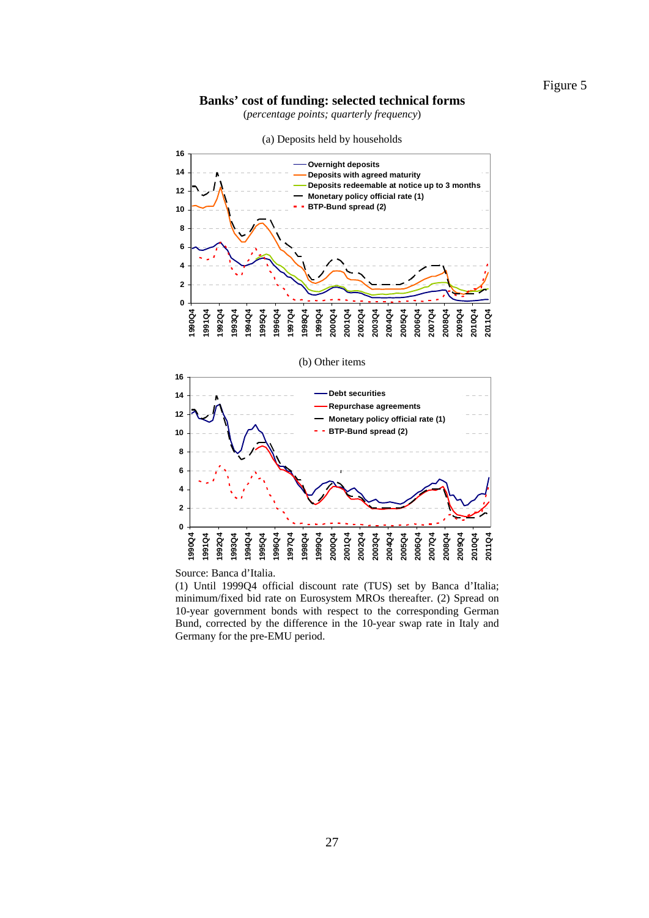Figure 5

**Banks' cost of funding: selected technical forms**

(*percentage points; quarterly frequency*)

(a) Deposits held by households

(b) Other items

Source: Banca d'Italia.

(1) Until 1999Q4 official discount rate (TUS) set by Banca d'Italia; minimum/fixed bid rate on Eurosystem MROs thereafter. (2) Spread on 10-year government bonds with respect to the corresponding German Bund, corrected by the difference in the 10-year swap rate in Italy and Germany for the pre-EMU period.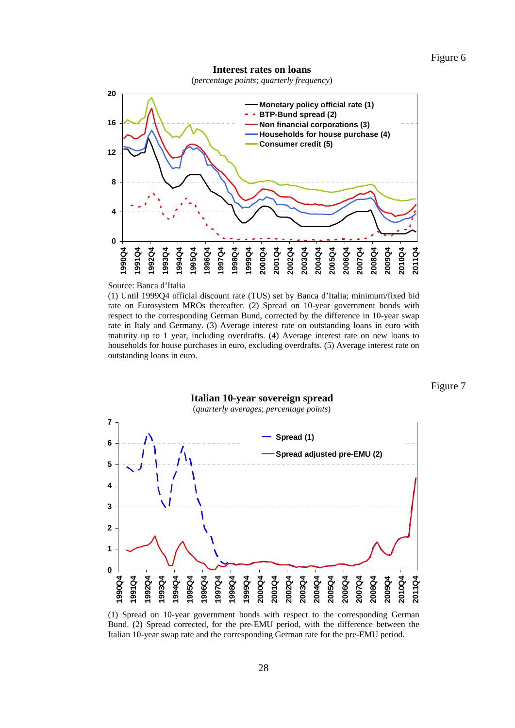Figure 6

**Interest rates on loans**

(*percentage points; quarterly frequency*)

Source: Banca d'Italia

(1) Until 1999Q4 official discount rate (TUS) set by Banca d'Italia; minimum/fixed bid rate on Eurosystem MROs thereafter. (2) Spread on 10-year government bonds with respect to the corresponding German Bund, corrected by the difference in 10-year swap rate in Italy and Germany. (3) Average interest rate on outstanding loans in euro with maturity up to 1 year, including overdrafts. (4) Average interest rate on new loans to households for house purchases in euro, excluding overdrafts. (5) Average interest rate on outstanding loans in euro.

Figure 7

**Italian 10-year sovereign spread**

(*quarterly averages*; *percentage points*)

(1) Spread on 10-year government bonds with respect to the corresponding German Bund. (2) Spread corrected, for the pre-EMU period, with the difference between the Italian 10-year swap rate and the corresponding German rate for the pre-EMU period.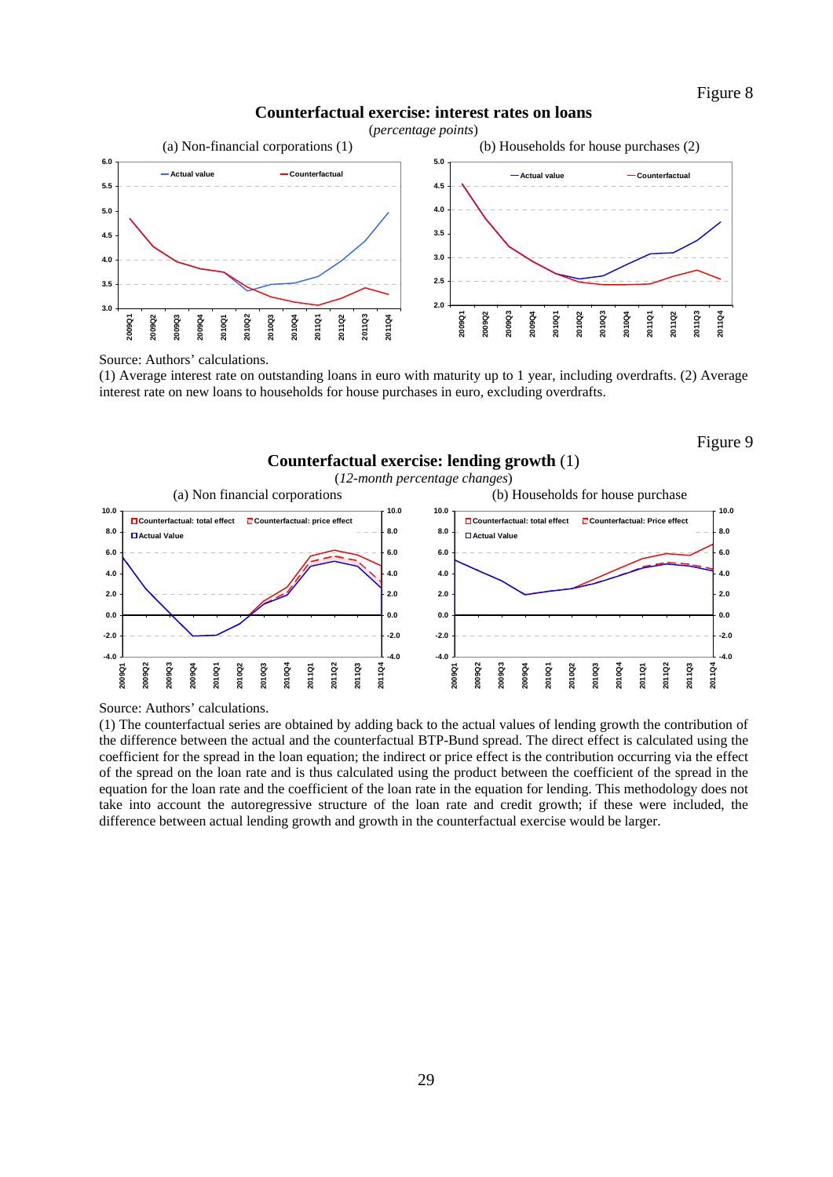Figure 8

## Counterfactual exercise: interest rates on loans

(*percentage points*)

(a) Non-financial corporations (1)

(b) Households for house purchases (2)

Source: Authors' calculations.

(1) Average interest rate on outstanding loans in euro with maturity up to 1 year, including overdrafts. (2) Average interest rate on new loans to households for house purchases in euro, excluding overdrafts.

Figure 9

## Counterfactual exercise: lending growth (1)

(*12-month percentage changes*)

(a) Non financial corporations

(b) Households for house purchase

Source: Authors' calculations.

(1) The counterfactual series are obtained by adding back to the actual values of lending growth the contribution of the difference between the actual and the counterfactual BTP-Bund spread. The direct effect is calculated using the coefficient for the spread in the loan equation; the indirect or price effect is the contribution occurring via the effect of the spread on the loan rate and is thus calculated using the product between the coefficient of the spread in the equation for the loan rate and the coefficient of the loan rate in the equation for lending. This methodology does not take into account the autoregressive structure of the loan rate and credit growth; if these were included, the difference between actual lending growth and growth in the counterfactual exercise would be larger.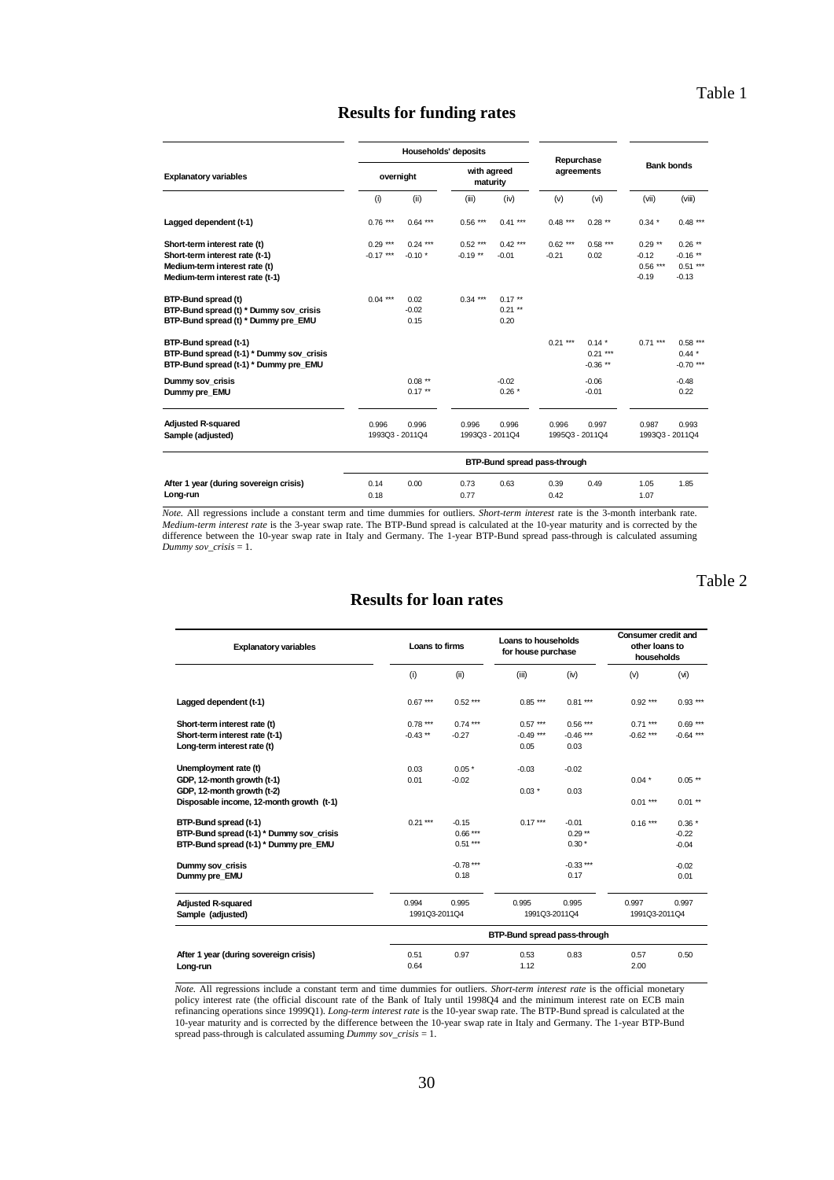Table 1

## Results for funding rates

| Explanatory variables | Households' deposits | | | | Repurchase agreements | | Bank bonds | |
|---|---|---|---|---|---|---|---|---|
| | overnight | | with agreed maturity | | | | | |
| | (i) | (ii) | (iii) | (iv) | (v) | (vi) | (vii) | (viii) |
| Lagged dependent (t-1) | 0.76 *** | 0.64 *** | 0.56 *** | 0.41 *** | 0.48 *** | 0.28 ** | 0.34 * | 0.48 *** |
| Short-term interest rate (t) | 0.29 *** | 0.24 *** | 0.52 *** | 0.42 *** | 0.62 *** | 0.58 *** | 0.29 ** | 0.26 ** |
| Short-term interest rate (t-1) | -0.17 *** | -0.10 * | -0.19 ** | -0.01 | -0.21 | 0.02 | -0.12 | -0.16 ** |
| Medium-term interest rate (t) | | | | | | | 0.56 *** | 0.51 *** |
| Medium-term interest rate (t-1) | | | | | | | -0.19 | -0.13 |
| BTP-Bund spread (t) | 0.04 *** | 0.02 | 0.34 *** | 0.17 ** | | | | |
| BTP-Bund spread (t) * Dummy sov_crisis | | -0.02 | | 0.21 ** | | | | |
| BTP-Bund spread (t) * Dummy pre_EMU | | 0.15 | | 0.20 | | | | |
| BTP-Bund spread (t-1) | | | | | 0.21 *** | 0.14 * | 0.71 *** | 0.58 *** |
| BTP-Bund spread (t-1) * Dummy sov_crisis | | | | | | 0.21 *** | | 0.44 * |
| BTP-Bund spread (t-1) * Dummy pre_EMU | | | | | | -0.36 ** | | -0.70 *** |
| Dummy sov_crisis | | 0.08 ** | | -0.02 | | -0.06 | | -0.48 |
| Dummy pre_EMU | | 0.17 ** | | 0.26 * | | -0.01 | | 0.22 |
| Adjusted R-squared | 0.996 | 0.996 | 0.996 | 0.996 | 0.996 | 0.997 | 0.987 | 0.993 |
| Sample (adjusted) | 1993Q3 - 2011Q4 | | 1993Q3 - 2011Q4 | | 1995Q3 - 2011Q4 | | 1993Q3 - 2011Q4 | |
| | BTP-Bund spread pass-through | | | | | | | |
| After 1 year (during sovereign crisis) | 0.14 | 0.00 | 0.73 | 0.63 | 0.39 | 0.49 | 1.05 | 1.85 |
| Long-run | 0.18 | | 0.77 | | 0.42 | | 1.07 | |

*Note.* All regressions include a constant term and time dummies for outliers. *Short-term interest* rate is the 3-month interbank rate. *Medium-term interest rate* is the 3-year swap rate. The BTP-Bund spread is calculated at the 10-year maturity and is corrected by the difference between the 10-year swap rate in Italy and Germany. The 1-year BTP-Bund spread pass-through is calculated assuming *Dummy sov_crisis* = 1.

Table 2

## Results for loan rates

| Explanatory variables | Loans to firms | | Loans to households for house purchase | | Consumer credit and other loans to households | |
|---|---|---|---|---|---|---|
| | (i) | (ii) | (iii) | (iv) | (v) | (vi) |
| Lagged dependent (t-1) | 0.67 *** | 0.52 *** | 0.85 *** | 0.81 *** | 0.92 *** | 0.93 *** |
| Short-term interest rate (t) | 0.78 *** | 0.74 *** | 0.57 *** | 0.56 *** | 0.71 *** | 0.69 *** |
| Short-term interest rate (t-1) | -0.43 ** | -0.27 | -0.49 *** | -0.46 *** | -0.62 *** | -0.64 *** |
| Long-term interest rate (t) | | | 0.05 | 0.03 | | |
| Unemployment rate (t) | 0.03 | 0.05 * | -0.03 | -0.02 | | |
| GDP, 12-month growth (t-1) | 0.01 | -0.02 | | | 0.04 * | 0.05 ** |
| GDP, 12-month growth (t-2) | | | 0.03 * | 0.03 | | |
| Disposable income, 12-month growth (t-1) | | | | | 0.01 *** | 0.01 ** |
| BTP-Bund spread (t-1) | 0.21 *** | -0.15 | 0.17 *** | -0.01 | 0.16 *** | 0.36 * |
| BTP-Bund spread (t-1) * Dummy sov_crisis | | 0.66 *** | | 0.29 ** | | -0.22 |
| BTP-Bund spread (t-1) * Dummy pre_EMU | | 0.51 *** | | 0.30 * | | -0.04 |
| Dummy sov_crisis | | -0.78 *** | | -0.33 *** | | -0.02 |
| Dummy pre_EMU | | 0.18 | | 0.17 | | 0.01 |
| Adjusted R-squared | 0.994 | 0.995 | 0.995 | 0.995 | 0.997 | 0.997 |
| Sample (adjusted) | 1991Q3-2011Q4 | | 1991Q3-2011Q4 | | 1991Q3-2011Q4 | |
| | BTP-Bund spread pass-through | | | | | |
| After 1 year (during sovereign crisis) | 0.51 | 0.97 | 0.53 | 0.83 | 0.57 | 0.50 |
| Long-run | 0.64 | | 1.12 | | 2.00 | |

*Note.* All regressions include a constant term and time dummies for outliers. *Short-term interest rate* is the official monetary policy interest rate (the official discount rate of the Bank of Italy until 1998Q4 and the minimum interest rate on ECB main refinancing operations since 1999Q1). *Long-term interest rate* is the 10-year swap rate. The BTP-Bund spread is calculated at the 10-year maturity and is corrected by the difference between the 10-year swap rate in Italy and Germany. The 1-year BTP-Bund spread pass-through is calculated assuming *Dummy sov_crisis* = 1.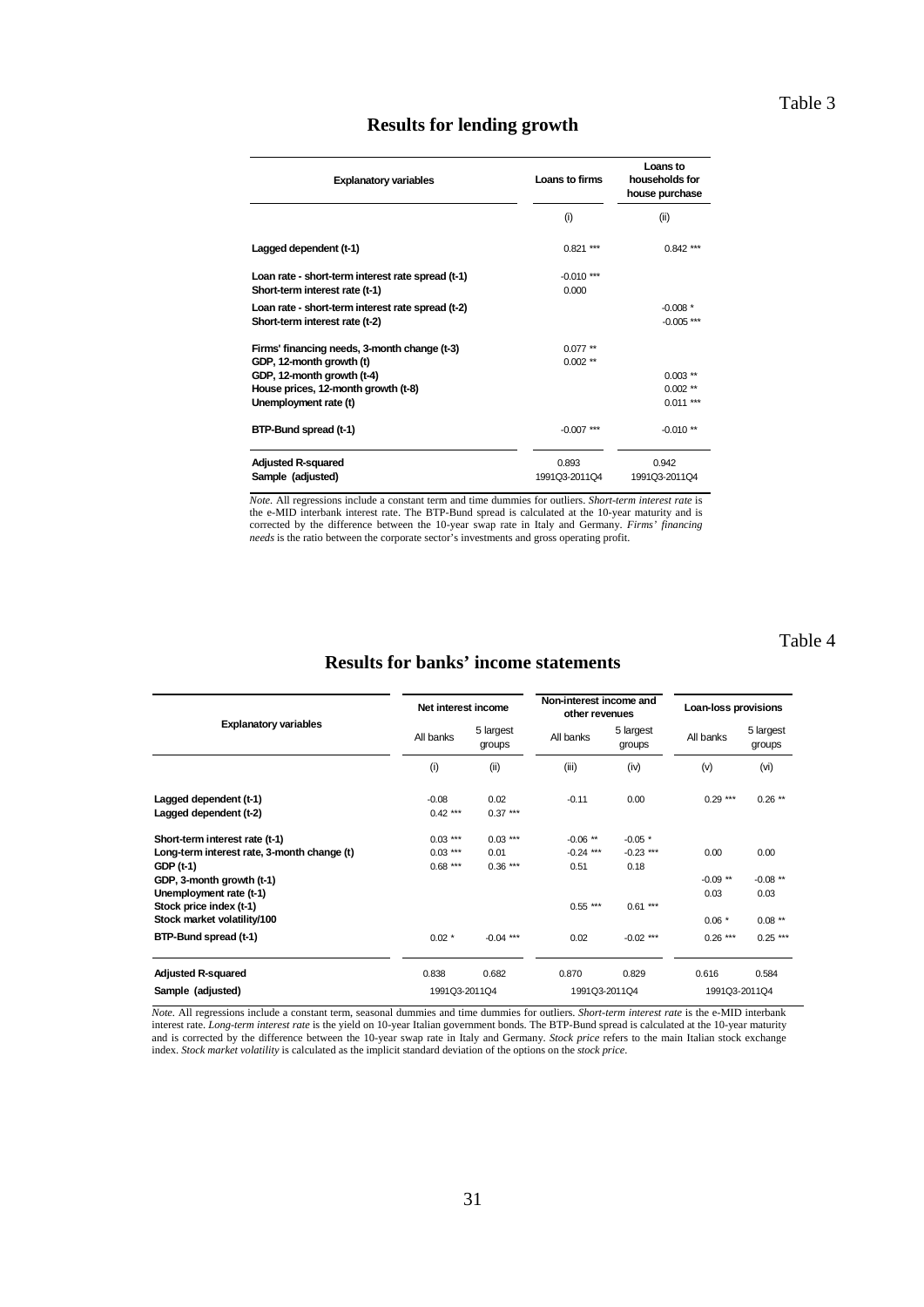Table 3

## Results for lending growth

| Explanatory variables | Loans to firms | Loans to households for house purchase |
|---|---|---|
| | (i) | (ii) |
| **Lagged dependent (t-1)** | 0.821 *** | 0.842 *** |
| **Loan rate - short-term interest rate spread (t-1)** | -0.010 *** | |
| **Short-term interest rate (t-1)** | 0.000 | |
| **Loan rate - short-term interest rate spread (t-2)** | | -0.008 * |
| **Short-term interest rate (t-2)** | | -0.005 *** |
| **Firms' financing needs, 3-month change (t-3)** | 0.077 ** | |
| **GDP, 12-month growth (t)** | 0.002 ** | |
| **GDP, 12-month growth (t-4)** | | 0.003 ** |
| **House prices, 12-month growth (t-8)** | | 0.002 ** |
| **Unemployment rate (t)** | | 0.011 *** |
| **BTP-Bund spread (t-1)** | -0.007 *** | -0.010 ** |
| **Adjusted R-squared** | 0.893 | 0.942 |
| **Sample (adjusted)** | 1991Q3-2011Q4 | 1991Q3-2011Q4 |

*Note.* All regressions include a constant term and time dummies for outliers. *Short-term interest rate* is the e-MID interbank interest rate. The BTP-Bund spread is calculated at the 10-year maturity and is corrected by the difference between the 10-year swap rate in Italy and Germany. *Firms' financing needs* is the ratio between the corporate sector's investments and gross operating profit.

Table 4

## Results for banks' income statements

| Explanatory variables | Net interest income | | Non-interest income and other revenues | | Loan-loss provisions | |
|---|---|---|---|---|---|---|
| | All banks | 5 largest groups | All banks | 5 largest groups | All banks | 5 largest groups |
| | (i) | (ii) | (iii) | (iv) | (v) | (vi) |
| **Lagged dependent (t-1)** | -0.08 | 0.02 | -0.11 | 0.00 | 0.29 *** | 0.26 ** |
| **Lagged dependent (t-2)** | 0.42 *** | 0.37 *** | | | | |
| **Short-term interest rate (t-1)** | 0.03 *** | 0.03 *** | -0.06 ** | -0.05 * | | |
| **Long-term interest rate, 3-month change (t)** | 0.03 *** | 0.01 | -0.24 *** | -0.23 *** | 0.00 | 0.00 |
| **GDP (t-1)** | 0.68 *** | 0.36 *** | 0.51 | 0.18 | | |
| **GDP, 3-month growth (t-1)** | | | | | -0.09 ** | -0.08 ** |
| **Unemployment rate (t-1)** | | | | | 0.03 | 0.03 |
| **Stock price index (t-1)** | | | 0.55 *** | 0.61 *** | | |
| **Stock market volatility/100** | | | | | 0.06 * | 0.08 ** |
| **BTP-Bund spread (t-1)** | 0.02 * | -0.04 *** | 0.02 | -0.02 *** | 0.26 *** | 0.25 *** |
| **Adjusted R-squared** | 0.838 | 0.682 | 0.870 | 0.829 | 0.616 | 0.584 |
| **Sample (adjusted)** | 1991Q3-2011Q4 | | 1991Q3-2011Q4 | | 1991Q3-2011Q4 | |

*Note.* All regressions include a constant term, seasonal dummies and time dummies for outliers. *Short-term interest rate* is the e-MID interbank interest rate. *Long-term interest rate* is the yield on 10-year Italian government bonds. The BTP-Bund spread is calculated at the 10-year maturity and is corrected by the difference between the 10-year swap rate in Italy and Germany. *Stock price* refers to the main Italian stock exchange index. *Stock market volatility* is calculated as the implicit standard deviation of the options on the *stock price*.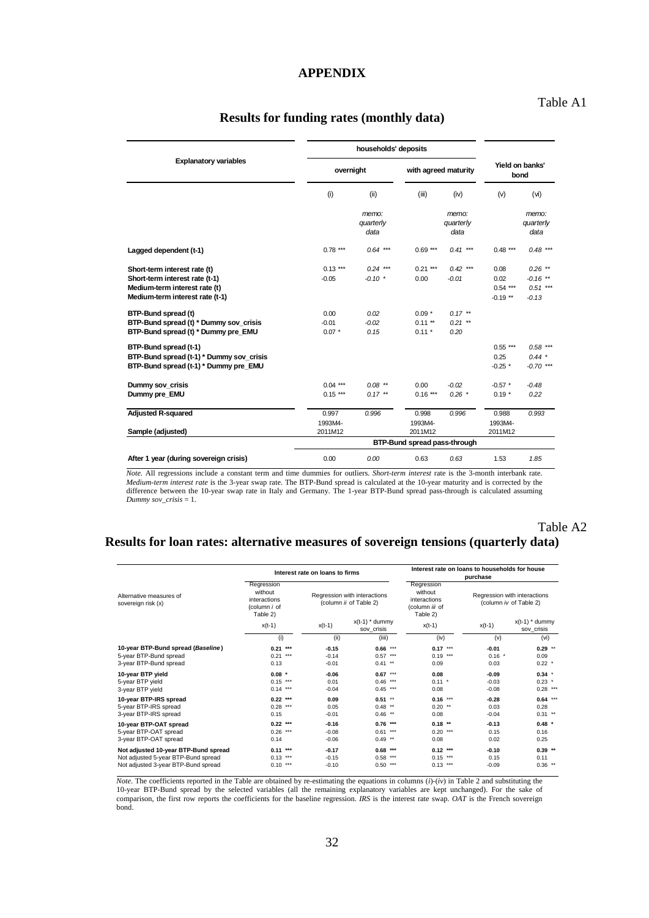# APPENDIX

Table A1

## Results for funding rates (monthly data)

| Explanatory variables | households' deposits: overnight (i) | households' deposits: overnight (ii) *memo: quarterly data* | households' deposits: with agreed maturity (iii) | households' deposits: with agreed maturity (iv) *memo: quarterly data* | Yield on banks' bond (v) | Yield on banks' bond (vi) *memo: quarterly data* |
|---|---|---|---|---|---|---|
| **Lagged dependent (t-1)** | 0.78 *** | *0.64 **** | 0.69 *** | *0.41 **** | 0.48 *** | *0.48 **** |
| **Short-term interest rate (t)** | 0.13 *** | *0.24 **** | 0.21 *** | *0.42 **** | 0.08 | *0.26 *** |
| **Short-term interest rate (t-1)** | -0.05 | *-0.10 ** | 0.00 | *-0.01* | 0.02 | *-0.16 *** |
| **Medium-term interest rate (t)** | | | | | 0.54 *** | *0.51 **** |
| **Medium-term interest rate (t-1)** | | | | | -0.19 ** | *-0.13* |
| **BTP-Bund spread (t)** | 0.00 | *0.02* | 0.09 * | *0.17 *** | | |
| **BTP-Bund spread (t) * Dummy sov_crisis** | -0.01 | *-0.02* | 0.11 ** | *0.21 *** | | |
| **BTP-Bund spread (t) * Dummy pre_EMU** | 0.07 * | *0.15* | 0.11 * | *0.20* | | |
| **BTP-Bund spread (t-1)** | | | | | 0.55 *** | *0.58 **** |
| **BTP-Bund spread (t-1) * Dummy sov_crisis** | | | | | 0.25 | *0.44 ** |
| **BTP-Bund spread (t-1) * Dummy pre_EMU** | | | | | -0.25 * | *-0.70 **** |
| **Dummy sov_crisis** | 0.04 *** | *0.08 *** | 0.00 | *-0.02* | -0.57 * | *-0.48* |
| **Dummy pre_EMU** | 0.15 *** | *0.17 *** | 0.16 *** | *0.26 ** | 0.19 * | *0.22* |
| **Adjusted R-squared** | 0.997 | *0.996* | 0.998 | *0.996* | 0.988 | *0.993* |
| **Sample (adjusted)** | 1993M4-2011M12 | | 1993M4-2011M12 | | 1993M4-2011M12 | |
| | **BTP-Bund spread pass-through** | | | | | |
| **After 1 year (during sovereign crisis)** | 0.00 | *0.00* | 0.63 | *0.63* | 1.53 | *1.85* |

*Note.* All regressions include a constant term and time dummies for outliers. *Short-term interest* rate is the 3-month interbank rate. *Medium-term interest rate* is the 3-year swap rate. The BTP-Bund spread is calculated at the 10-year maturity and is corrected by the difference between the 10-year swap rate in Italy and Germany. The 1-year BTP-Bund spread pass-through is calculated assuming *Dummy sov_crisis* = 1.

Table A2

## Results for loan rates: alternative measures of sovereign tensions (quarterly data)

| Alternative measures of sovereign risk (x) | Interest rate on loans to firms: Regression without interactions (column *i* of Table 2) x(t-1) (i) | Interest rate on loans to firms: Regression with interactions (column *ii* of Table 2) x(t-1) (ii) | Interest rate on loans to firms: Regression with interactions (column *ii* of Table 2) x(t-1) * dummy sov_crisis (iiii) | Interest rate on loans to households for house purchase: Regression without interactions (column *iii* of Table 2) x(t-1) (iv) | Interest rate on loans to households for house purchase: Regression with interactions (column *iv* of Table 2) x(t-1) (v) | Interest rate on loans to households for house purchase: Regression with interactions (column *iv* of Table 2) x(t-1) * dummy sov_crisis (vi) |
|---|---|---|---|---|---|---|
| **10-year BTP-Bund spread (*Baseline*)** | **0.21 \*\*\*** | **-0.15** | **0.66 \*\*\*** | **0.17 \*\*\*** | **-0.01** | **0.29 \*\*** |
| 5-year BTP-Bund spread | 0.21 *** | -0.14 | 0.57 *** | 0.19 *** | 0.16 * | 0.09 |
| 3-year BTP-Bund spread | 0.13 | -0.01 | 0.41 ** | 0.09 | 0.03 | 0.22 * |
| **10-year BTP yield** | **0.08 \*** | **-0.06** | **0.67 \*\*\*** | **0.08** | **-0.09** | **0.34 \*** |
| 5-year BTP yield | 0.15 *** | 0.01 | 0.46 *** | 0.11 * | -0.03 | 0.23 * |
| 3-year BTP yield | 0.14 *** | -0.04 | 0.45 *** | 0.08 | -0.08 | 0.28 *** |
| **10-year BTP-IRS spread** | **0.22 \*\*\*** | **0.09** | **0.51 \*\*** | **0.16 \*\*\*** | **-0.28** | **0.64 \*\*\*** |
| 5-year BTP-IRS spread | 0.28 *** | 0.05 | 0.48 ** | 0.20 ** | 0.03 | 0.28 |
| 3-year BTP-IRS spread | 0.15 | -0.01 | 0.46 ** | 0.08 | -0.04 | 0.31 ** |
| **10-year BTP-OAT spread** | **0.22 \*\*\*** | **-0.16** | **0.76 \*\*\*** | **0.18 \*\*** | **-0.13** | **0.48 \*** |
| 5-year BTP-OAT spread | 0.26 *** | -0.08 | 0.61 *** | 0.20 *** | 0.15 | 0.16 |
| 3-year BTP-OAT spread | 0.14 | -0.06 | 0.49 ** | 0.08 | 0.02 | 0.25 |
| **Not adjusted 10-year BTP-Bund spread** | **0.11 \*\*\*** | **-0.17** | **0.68 \*\*\*** | **0.12 \*\*\*** | **-0.10** | **0.39 \*\*** |
| Not adjusted 5-year BTP-Bund spread | 0.13 *** | -0.15 | 0.58 *** | 0.15 *** | 0.15 | 0.11 |
| Not adjusted 3-year BTP-Bund spread | 0.10 *** | -0.10 | 0.50 *** | 0.13 *** | -0.09 | 0.36 ** |

*Note.* The coefficients reported in the Table are obtained by re-estimating the equations in columns (*i*)-(*iv*) in Table 2 and substituting the 10-year BTP-Bund spread by the selected variables (all the remaining explanatory variables are kept unchanged). For the sake of comparison, the first row reports the coefficients for the baseline regression. *IRS* is the interest rate swap. *OAT* is the French sovereign bond.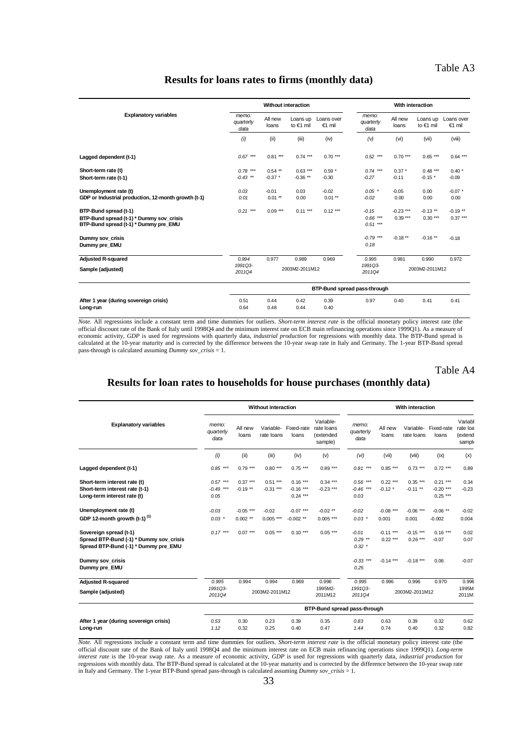Table A3

## Results for loans rates to firms (monthly data)

| Explanatory variables | Without interaction | | | | With interaction | | | |
|---|---|---|---|---|---|---|---|---|
| | *memo: quarterly data* | All new loans | Loans up to €1 mil | Loans over €1 mil | *memo: quarterly data* | All new loans | Loans up to €1 mil | Loans over €1 mil |
| | *(i)* | (ii) | (iii) | (iv) | *(v)* | (vi) | (vii) | (viii) |
| **Lagged dependent (t-1)** | *0.67 \*\*\** | 0.81 \*\*\* | 0.74 \*\*\* | 0.70 \*\*\* | *0.52 \*\*\** | 0.70 \*\*\* | 0.65 \*\*\* | 0.64 \*\*\* |
| **Short-term rate (t)** | *0.78 \*\*\** | 0.54 \*\* | 0.63 \*\*\* | 0.59 \* | *0.74 \*\*\** | 0.37 \* | 0.48 \*\*\* | 0.40 \* |
| **Short-term rate (t-1)** | *-0.43 \*\** | -0.37 \* | -0.36 \*\* | -0.30 | *-0.27* | -0.11 | -0.15 \* | -0.09 |
| **Unemployment rate (t)** | *0.03* | -0.01 | 0.03 | -0.02 | *0.05 \** | -0.05 | 0.00 | -0.07 \* |
| **GDP or Industrial production, 12-month growth (t-1)** | *0.01* | 0.01 \*\* | 0.00 | 0.01 \*\* | *-0.02* | 0.00 | 0.00 | 0.00 |
| **BTP-Bund spread (t-1)** | *0.21 \*\*\** | 0.09 \*\*\* | 0.11 \*\*\* | 0.12 \*\*\* | *-0.15* | -0.23 \*\*\* | -0.13 \*\* | -0.19 \*\* |
| **BTP-Bund spread (t-1) \* Dummy sov_crisis** | | | | | *0.66 \*\*\** | 0.39 \*\*\* | 0.30 \*\*\* | 0.37 \*\*\* |
| **BTP-Bund spread (t-1) \* Dummy pre_EMU** | | | | | *0.51 \*\*\** | | | |
| **Dummy sov_crisis** | | | | | *-0.79 \*\*\** | -0.18 \*\* | -0.16 \*\* | -0.18 |
| **Dummy pre_EMU** | | | | | *0.18* | | | |
| **Adjusted R-squared** | *0.994* | 0.977 | 0.989 | 0.969 | *0.995* | 0.981 | 0.990 | 0.972 |
| **Sample (adjusted)** | *1991Q3-2011Q4* | 2003M2-2011M12 | | | *1991Q3-2011Q4* | 2003M2-2011M12 | | |
| | BTP-Bund spread pass-through | | | | | | | |
| **After 1 year (during sovereign crisis)** | 0.51 | 0.44 | 0.42 | 0.39 | 0.97 | 0.40 | 0.41 | 0.41 |
| **Long-run** | 0.64 | 0.48 | 0.44 | 0.40 | | | | |

*Note.* All regressions include a constant term and time dummies for outliers. *Short-term interest rate* is the official monetary policy interest rate (the official discount rate of the Bank of Italy until 1998Q4 and the minimum interest rate on ECB main refinancing operations since 1999Q1). As a measure of economic activity, *GDP* is used for regressions with quarterly data, *industrial production* for regressions with monthly data. The BTP-Bund spread is calculated at the 10-year maturity and is corrected by the difference between the 10-year swap rate in Italy and Germany. The 1-year BTP-Bund spread pass-through is calculated assuming *Dummy sov_crisis* = 1.

Table A4

## Results for loan rates to households for house purchases (monthly data)

| Explanatory variables | Without interaction | | | | | With interaction | | | | |
|---|---|---|---|---|---|---|---|---|---|---|
| | *memo: quarterly data* | All new loans | Variable-rate loans | Fixed-rate loans | Variable-rate loans (extended sample) | *memo: quarterly data* | All new loans | Variable-rate loans | Fixed-rate loans | Variable-rate loans (extended sample) |
| | *(i)* | (ii) | (iii) | (iv) | (v) | *(vi)* | (vii) | (viii) | (ix) | (x) |
| **Lagged dependent (t-1)** | *0.85 \*\*\** | 0.79 \*\*\* | 0.80 \*\*\* | 0.75 \*\*\* | 0.89 \*\*\* | *0.81 \*\*\** | 0.85 \*\*\* | 0.73 \*\*\* | 0.72 \*\*\* | 0.89 |
| **Short-term interest rate (t)** | *0.57 \*\*\** | 0.37 \*\*\* | 0.51 \*\*\* | 0.16 \*\*\* | 0.34 \*\*\* | *0.56 \*\*\** | 0.22 \*\*\* | 0.35 \*\*\* | 0.21 \*\*\* | 0.34 |
| **Short-term interest rate (t-1)** | *-0.49 \*\*\** | -0.19 \*\* | -0.31 \*\*\* | -0.16 \*\*\* | -0.23 \*\*\* | *-0.46 \*\*\** | -0.12 \* | -0.11 \*\* | -0.20 \*\*\* | -0.23 |
| **Long-term interest rate (t)** | *0.05* | | | 0.24 \*\*\* | | *0.03* | | | 0.25 \*\*\* | |
| **Unemployment rate (t)** | *-0.03* | -0.05 \*\*\* | -0.02 | -0.07 \*\*\* | -0.02 \*\* | *-0.02* | -0.08 \*\*\* | -0.06 \*\*\* | -0.06 \*\* | -0.02 |
| **GDP 12-month growth (t-1)** [(1)] | *0.03 \** | 0.002 \*\* | 0.005 \*\*\* | -0.002 \*\* | 0.005 \*\*\* | *0.03 \** | 0.001 | 0.001 | -0.002 | 0.004 |
| **Sovereign spread (t-1)** | *0.17 \*\*\** | 0.07 \*\*\* | 0.05 \*\*\* | 0.10 \*\*\* | 0.05 \*\*\* | *-0.01* | -0.11 \*\*\* | -0.15 \*\*\* | 0.16 \*\*\* | 0.02 |
| **Spread BTP-Bund (-1) \* Dummy sov_crisis** | | | | | | *0.29 \*\** | 0.22 \*\*\* | 0.26 \*\*\* | -0.07 | 0.07 |
| **Spread BTP-Bund (-1) \* Dummy pre_EMU** | | | | | | *0.32 \** | | | | |
| **Dummy sov_crisis** | | | | | | *-0.33 \*\*\** | -0.14 \*\*\* | -0.18 \*\*\* | 0.06 | -0.07 |
| **Dummy pre_EMU** | | | | | | *0.25* | | | | |
| **Adjusted R-squared** | *0.995* | 0.994 | 0.994 | 0.969 | 0.996 | *0.995* | 0.996 | 0.996 | 0.970 | 0.996 |
| **Sample (adjusted)** | *1991Q3-2011Q4* | 2003M2-2011M12 | | | 1995M2-2011M12 | *1991Q3-2011Q4* | 2003M2-2011M12 | | | 1995M2-2011M12 |
| | BTP-Bund spread pass-through | | | | | | | | | |
| **After 1 year (during sovereign crisis)** | *0.53* | 0.30 | 0.23 | 0.39 | 0.35 | *0.83* | 0.63 | 0.39 | 0.32 | 0.62 |
| **Long-run** | *1.12* | 0.32 | 0.25 | 0.40 | 0.47 | *1.44* | 0.74 | 0.40 | 0.32 | 0.82 |

*Note.* All regressions include a constant term and time dummies for outliers. *Short-term interest rate* is the official monetary policy interest rate (the official discount rate of the Bank of Italy until 1998Q4 and the minimum interest rate on ECB main refinancing operations since 1999Q1). *Long-term interest rate* is the 10-year swap rate. As a measure of economic activity, *GDP* is used for regressions with quarterly data, *industrial production* for regressions with monthly data. The BTP-Bund spread is calculated at the 10-year maturity and is corrected by the difference between the 10-year swap rate in Italy and Germany. The 1-year BTP-Bund spread pass-through is calculated assuming *Dummy sov_crisis* = 1.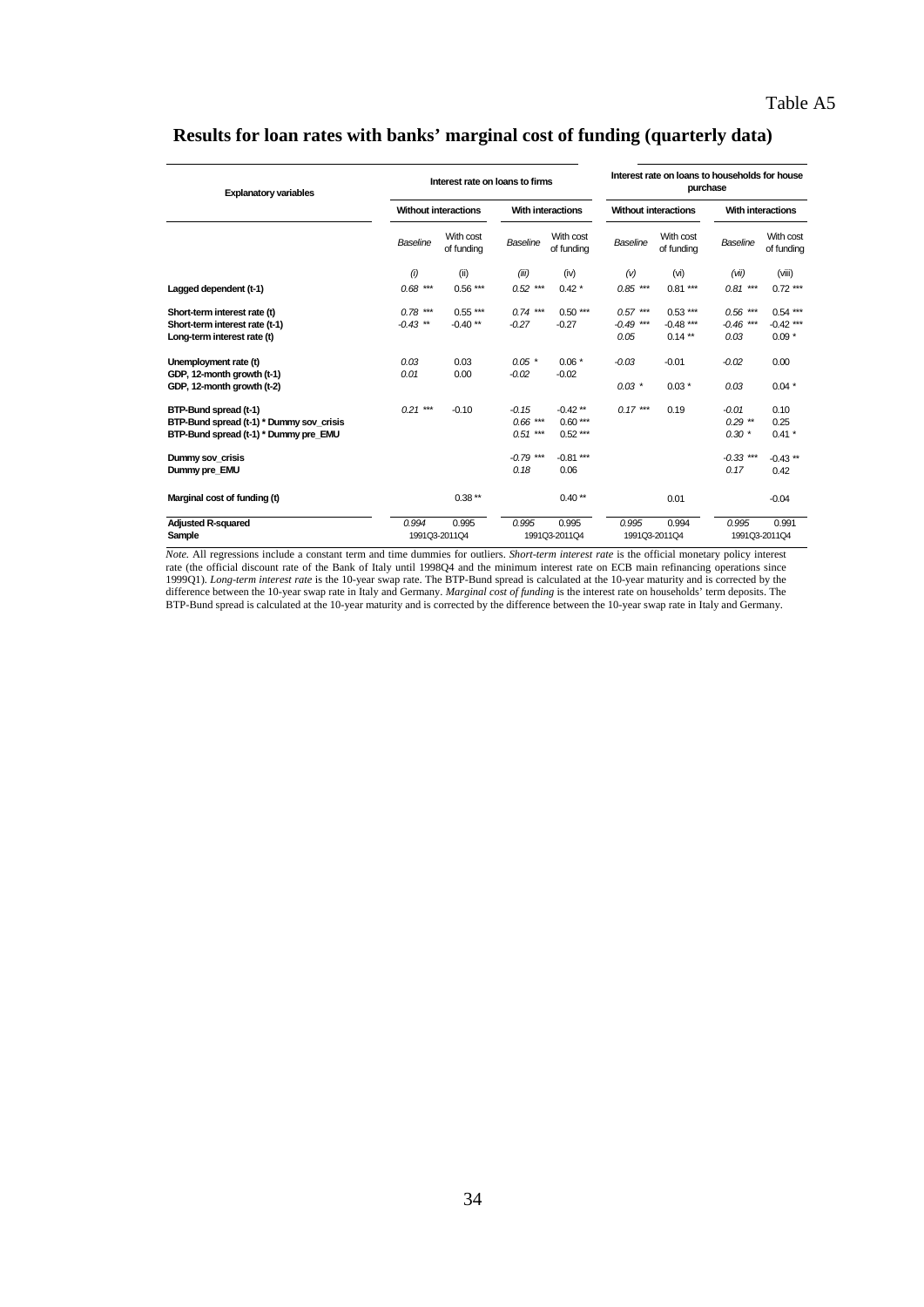Table A5

## Results for loan rates with banks' marginal cost of funding (quarterly data)

| Explanatory variables | Interest rate on loans to firms | | | | Interest rate on loans to households for house purchase | | | |
|---|---|---|---|---|---|---|---|---|
| | Without interactions | | With interactions | | Without interactions | | With interactions | |
| | *Baseline* | With cost of funding | *Baseline* | With cost of funding | *Baseline* | With cost of funding | *Baseline* | With cost of funding |
| | *(i)* | (ii) | *(iii)* | (iv) | *(v)* | (vi) | *(vii)* | (viii) |
| **Lagged dependent (t-1)** | *0.68 \*\*\** | 0.56 \*\*\* | *0.52 \*\*\** | 0.42 \* | *0.85 \*\*\** | 0.81 \*\*\* | *0.81 \*\*\** | 0.72 \*\*\* |
| **Short-term interest rate (t)** | *0.78 \*\*\** | 0.55 \*\*\* | *0.74 \*\*\** | 0.50 \*\*\* | *0.57 \*\*\** | 0.53 \*\*\* | *0.56 \*\*\** | 0.54 \*\*\* |
| **Short-term interest rate (t-1)** | *-0.43 \*\** | -0.40 \*\* | *-0.27* | -0.27 | *-0.49 \*\*\** | -0.48 \*\*\* | *-0.46 \*\*\** | -0.42 \*\*\* |
| **Long-term interest rate (t)** | | | | | *0.05* | 0.14 \*\* | *0.03* | 0.09 \* |
| **Unemployment rate (t)** | *0.03* | 0.03 | *0.05 \** | 0.06 \* | *-0.03* | -0.01 | *-0.02* | 0.00 |
| **GDP, 12-month growth (t-1)** | *0.01* | 0.00 | *-0.02* | -0.02 | | | | |
| **GDP, 12-month growth (t-2)** | | | | | *0.03 \** | 0.03 \* | *0.03* | 0.04 \* |
| **BTP-Bund spread (t-1)** | *0.21 \*\*\** | -0.10 | *-0.15* | -0.42 \*\* | *0.17 \*\*\** | 0.19 | *-0.01* | 0.10 |
| **BTP-Bund spread (t-1) \* Dummy sov_crisis** | | | *0.66 \*\*\** | 0.60 \*\*\* | | | *0.29 \*\** | 0.25 |
| **BTP-Bund spread (t-1) \* Dummy pre_EMU** | | | *0.51 \*\*\** | 0.52 \*\*\* | | | *0.30 \** | 0.41 \* |
| **Dummy sov_crisis** | | | *-0.79 \*\*\** | -0.81 \*\*\* | | | *-0.33 \*\*\** | -0.43 \*\* |
| **Dummy pre_EMU** | | | *0.18* | 0.06 | | | *0.17* | 0.42 |
| **Marginal cost of funding (t)** | | 0.38 \*\* | | 0.40 \*\* | | 0.01 | | -0.04 |
| **Adjusted R-squared** | *0.994* | 0.995 | *0.995* | 0.995 | *0.995* | 0.994 | *0.995* | 0.991 |
| **Sample** | 1991Q3-2011Q4 | | 1991Q3-2011Q4 | | 1991Q3-2011Q4 | | 1991Q3-2011Q4 | |

*Note.* All regressions include a constant term and time dummies for outliers. *Short-term interest rate* is the official monetary policy interest rate (the official discount rate of the Bank of Italy until 1998Q4 and the minimum interest rate on ECB main refinancing operations since 1999Q1). *Long-term interest rate* is the 10-year swap rate. The BTP-Bund spread is calculated at the 10-year maturity and is corrected by the difference between the 10-year swap rate in Italy and Germany. *Marginal cost of funding* is the interest rate on households' term deposits. The BTP-Bund spread is calculated at the 10-year maturity and is corrected by the difference between the 10-year swap rate in Italy and Germany.